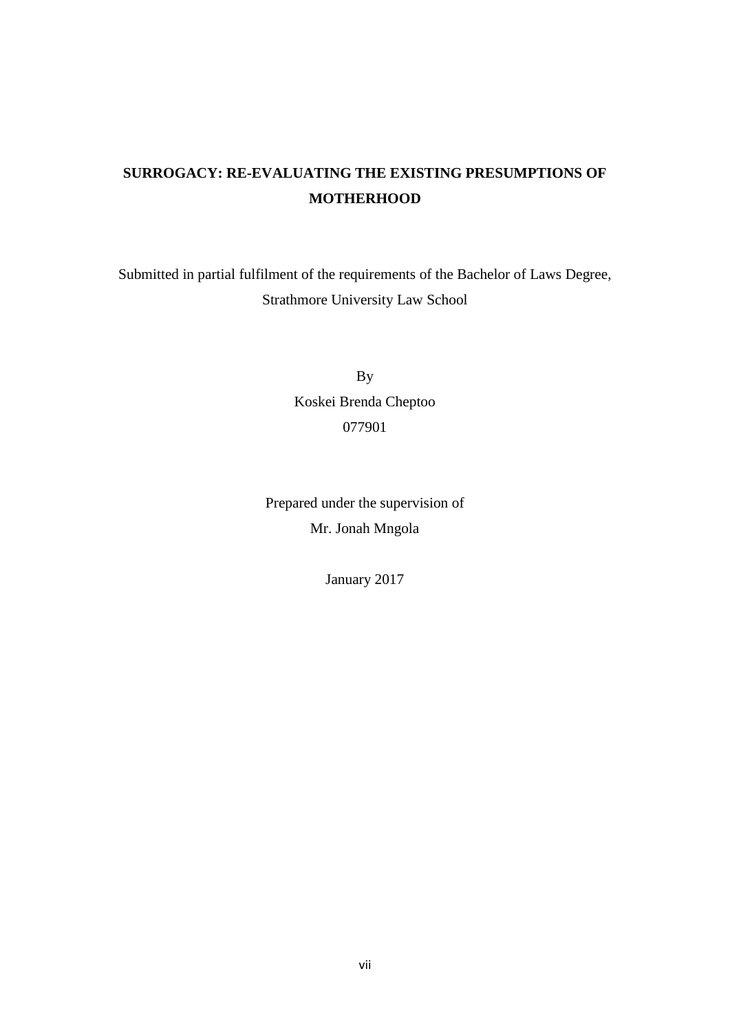# SURROGACY: RE-EVALUATING THE EXISTING PRESUMPTIONS OF MOTHERHOOD

Submitted in partial fulfilment of the requirements of the Bachelor of Laws Degree, Strathmore University Law School

By

Koskei Brenda Cheptoo

077901

Prepared under the supervision of

Mr. Jonah Mngola

January 2017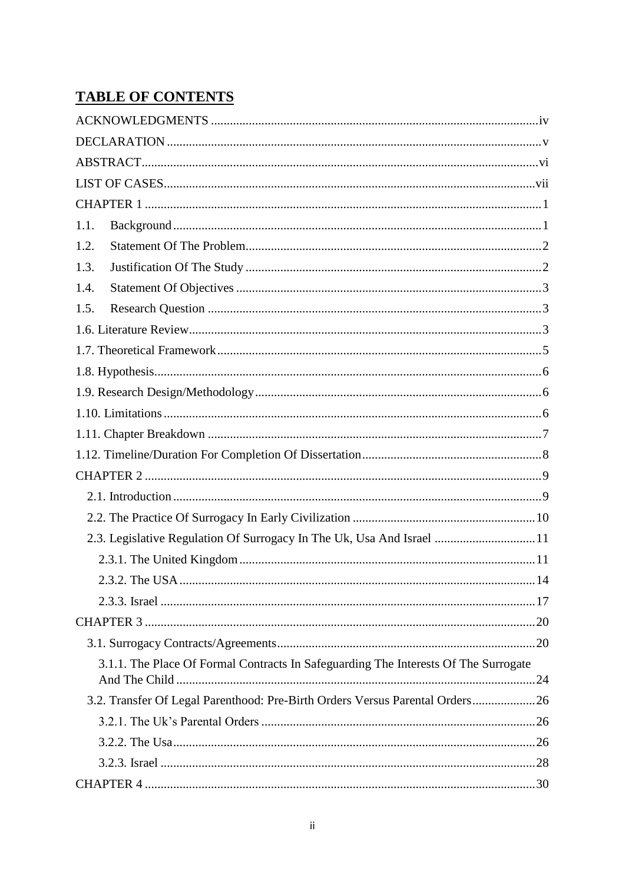# TABLE OF CONTENTS

ACKNOWLEDGMENTS ........................................................................................................iv

DECLARATION .......................................................................................................................v

ABSTRACT..............................................................................................................................vi

LIST OF CASES.....................................................................................................................vii

CHAPTER 1 ..............................................................................................................................1

1.1. Background ..........................................................................................................................1

1.2. Statement Of The Problem....................................................................................................2

1.3. Justification Of The Study ....................................................................................................2

1.4. Statement Of Objectives .......................................................................................................3

1.5. Research Question ................................................................................................................3

1.6. Literature Review...................................................................................................................3

1.7. Theoretical Framework..........................................................................................................5

1.8. Hypothesis.............................................................................................................................6

1.9. Research Design/Methodology..............................................................................................6

1.10. Limitations...........................................................................................................................6

1.11. Chapter Breakdown ..............................................................................................................7

1.12. Timeline/Duration For Completion Of Dissertation.............................................................8

CHAPTER 2 ..............................................................................................................................9

- 2.1. Introduction .....................................................................................................................9
- 2.2. The Practice Of Surrogacy In Early Civilization ...........................................................10
- 2.3. Legislative Regulation Of Surrogacy In The Uk, Usa And Israel .................................11
  - 2.3.1. The United Kingdom ...............................................................................................11
  - 2.3.2. The USA ..................................................................................................................14
  - 2.3.3. Israel .......................................................................................................................17

CHAPTER 3 ............................................................................................................................20

- 3.1. Surrogacy Contracts/Agreements...................................................................................20
  - 3.1.1. The Place Of Formal Contracts In Safeguarding The Interests Of The Surrogate And The Child ..................................................................................................................24
- 3.2. Transfer Of Legal Parenthood: Pre-Birth Orders Versus Parental Orders....................26
  - 3.2.1. The Uk's Parental Orders .......................................................................................26
  - 3.2.2. The Usa...................................................................................................................26
  - 3.2.3. Israel .......................................................................................................................28

CHAPTER 4 ............................................................................................................................30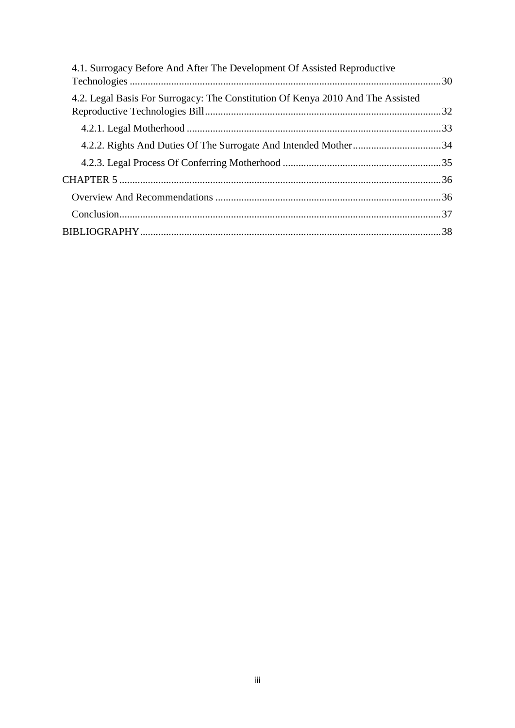4.1. Surrogacy Before And After The Development Of Assisted Reproductive Technologies ....................30

4.2. Legal Basis For Surrogacy: The Constitution Of Kenya 2010 And The Assisted Reproductive Technologies Bill ....................32

4.2.1. Legal Motherhood ....................33

4.2.2. Rights And Duties Of The Surrogate And Intended Mother ....................34

4.2.3. Legal Process Of Conferring Motherhood ....................35

CHAPTER 5 ....................36

Overview And Recommendations ....................36

Conclusion ....................37

BIBLIOGRAPHY ....................38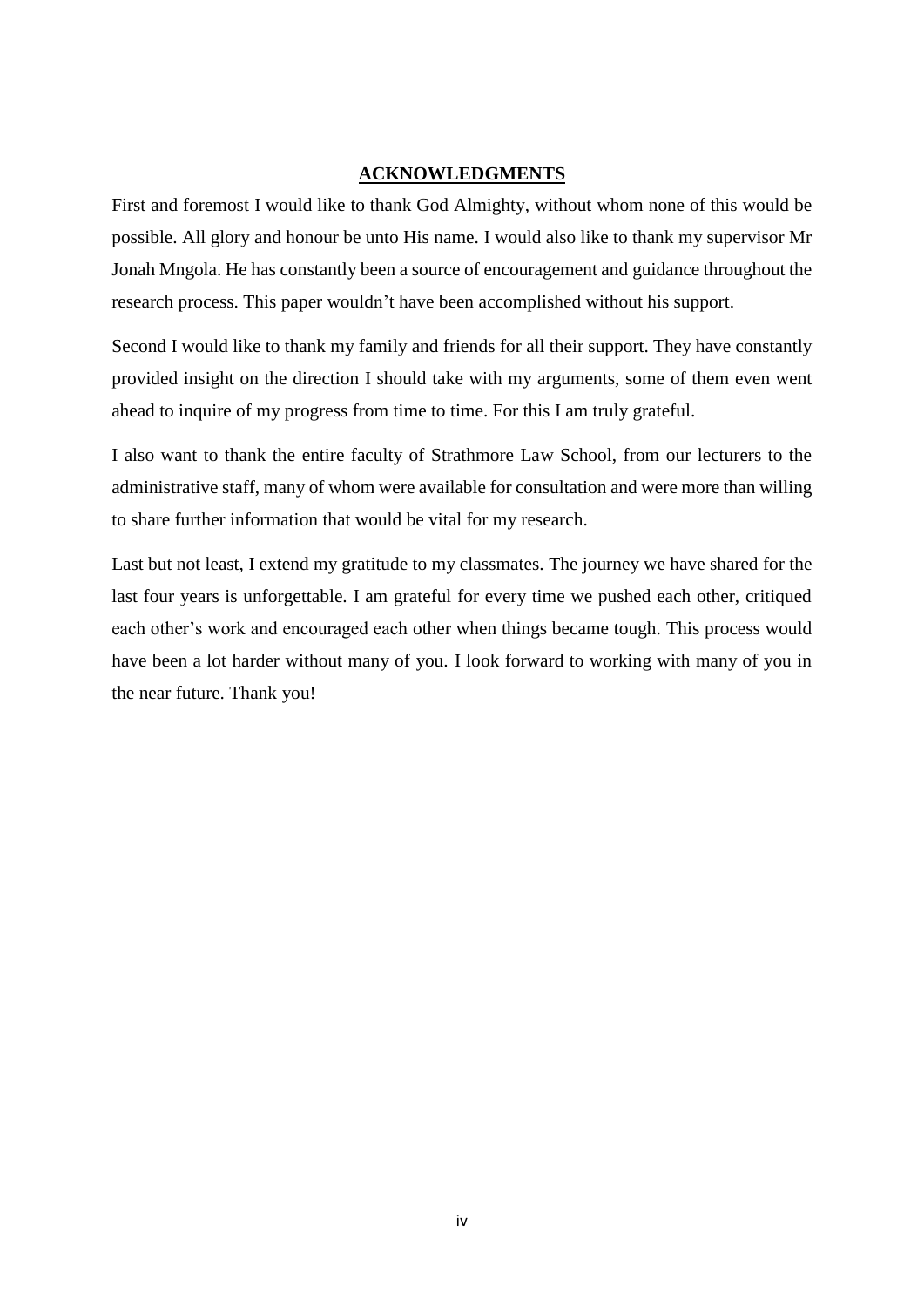## ACKNOWLEDGMENTS

First and foremost I would like to thank God Almighty, without whom none of this would be possible. All glory and honour be unto His name. I would also like to thank my supervisor Mr Jonah Mngola. He has constantly been a source of encouragement and guidance throughout the research process. This paper wouldn't have been accomplished without his support.

Second I would like to thank my family and friends for all their support. They have constantly provided insight on the direction I should take with my arguments, some of them even went ahead to inquire of my progress from time to time. For this I am truly grateful.

I also want to thank the entire faculty of Strathmore Law School, from our lecturers to the administrative staff, many of whom were available for consultation and were more than willing to share further information that would be vital for my research.

Last but not least, I extend my gratitude to my classmates. The journey we have shared for the last four years is unforgettable. I am grateful for every time we pushed each other, critiqued each other's work and encouraged each other when things became tough. This process would have been a lot harder without many of you. I look forward to working with many of you in the near future. Thank you!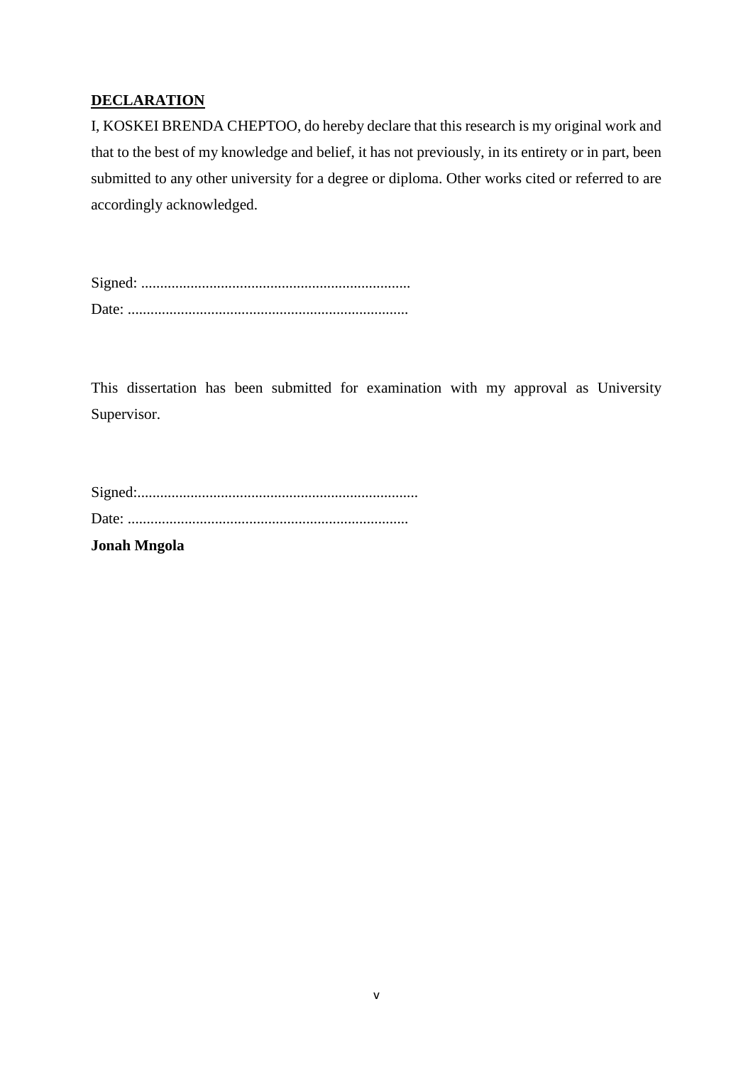## DECLARATION

I, KOSKEI BRENDA CHEPTOO, do hereby declare that this research is my original work and that to the best of my knowledge and belief, it has not previously, in its entirety or in part, been submitted to any other university for a degree or diploma. Other works cited or referred to are accordingly acknowledged.

Signed: .......................................................................

Date: ..........................................................................

This dissertation has been submitted for examination with my approval as University Supervisor.

Signed:..........................................................................

Date: ..........................................................................

**Jonah Mngola**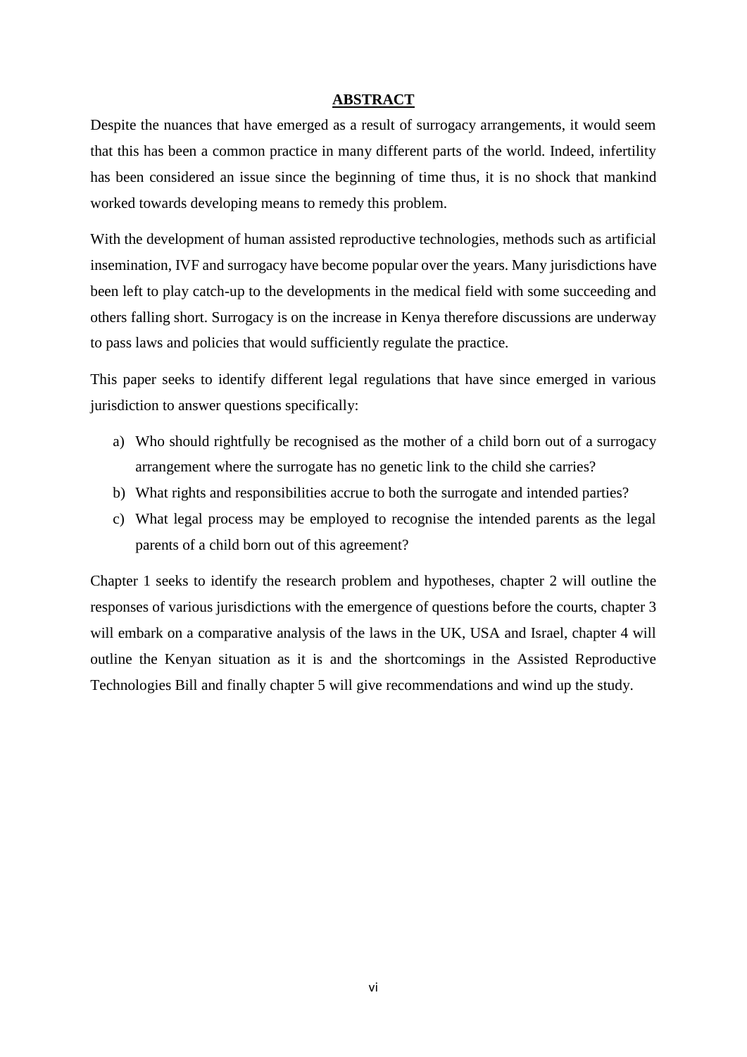# ABSTRACT

Despite the nuances that have emerged as a result of surrogacy arrangements, it would seem that this has been a common practice in many different parts of the world. Indeed, infertility has been considered an issue since the beginning of time thus, it is no shock that mankind worked towards developing means to remedy this problem.

With the development of human assisted reproductive technologies, methods such as artificial insemination, IVF and surrogacy have become popular over the years. Many jurisdictions have been left to play catch-up to the developments in the medical field with some succeeding and others falling short. Surrogacy is on the increase in Kenya therefore discussions are underway to pass laws and policies that would sufficiently regulate the practice.

This paper seeks to identify different legal regulations that have since emerged in various jurisdiction to answer questions specifically:

a) Who should rightfully be recognised as the mother of a child born out of a surrogacy arrangement where the surrogate has no genetic link to the child she carries?
b) What rights and responsibilities accrue to both the surrogate and intended parties?
c) What legal process may be employed to recognise the intended parents as the legal parents of a child born out of this agreement?

Chapter 1 seeks to identify the research problem and hypotheses, chapter 2 will outline the responses of various jurisdictions with the emergence of questions before the courts, chapter 3 will embark on a comparative analysis of the laws in the UK, USA and Israel, chapter 4 will outline the Kenyan situation as it is and the shortcomings in the Assisted Reproductive Technologies Bill and finally chapter 5 will give recommendations and wind up the study.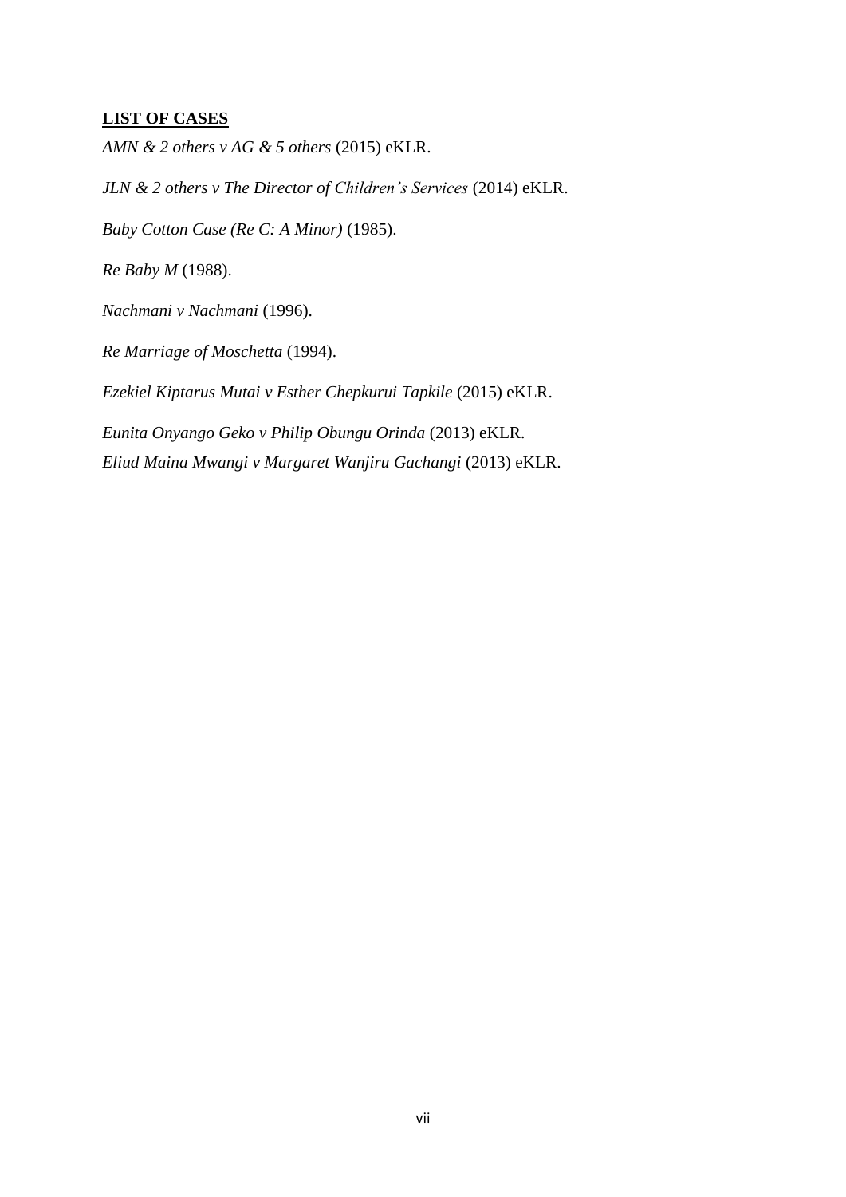## LIST OF CASES

*AMN & 2 others v AG & 5 others* (2015) eKLR.

*JLN & 2 others v The Director of Children's Services* (2014) eKLR.

*Baby Cotton Case (Re C: A Minor)* (1985).

*Re Baby M* (1988).

*Nachmani v Nachmani* (1996).

*Re Marriage of Moschetta* (1994).

*Ezekiel Kiptarus Mutai v Esther Chepkurui Tapkile* (2015) eKLR.

*Eunita Onyango Geko v Philip Obungu Orinda* (2013) eKLR.

*Eliud Maina Mwangi v Margaret Wanjiru Gachangi* (2013) eKLR.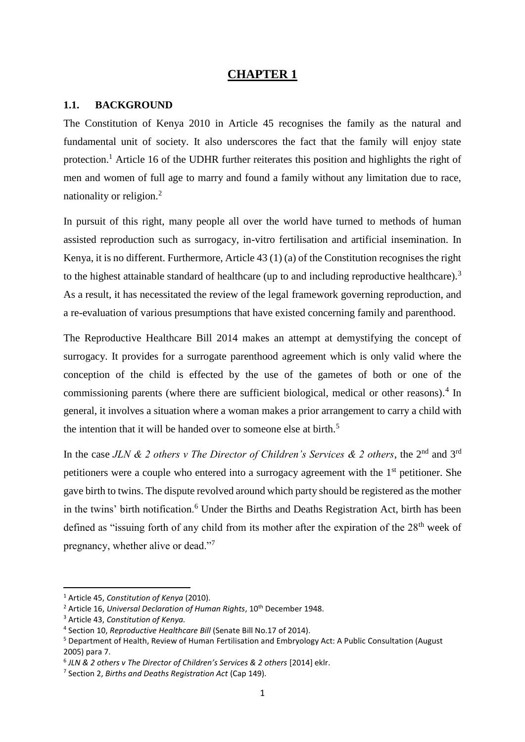# CHAPTER 1

## 1.1. BACKGROUND

The Constitution of Kenya 2010 in Article 45 recognises the family as the natural and fundamental unit of society. It also underscores the fact that the family will enjoy state protection.[1] Article 16 of the UDHR further reiterates this position and highlights the right of men and women of full age to marry and found a family without any limitation due to race, nationality or religion.[2]

In pursuit of this right, many people all over the world have turned to methods of human assisted reproduction such as surrogacy, in-vitro fertilisation and artificial insemination. In Kenya, it is no different. Furthermore, Article 43 (1) (a) of the Constitution recognises the right to the highest attainable standard of healthcare (up to and including reproductive healthcare).[3] As a result, it has necessitated the review of the legal framework governing reproduction, and a re-evaluation of various presumptions that have existed concerning family and parenthood.

The Reproductive Healthcare Bill 2014 makes an attempt at demystifying the concept of surrogacy. It provides for a surrogate parenthood agreement which is only valid where the conception of the child is effected by the use of the gametes of both or one of the commissioning parents (where there are sufficient biological, medical or other reasons).[4] In general, it involves a situation where a woman makes a prior arrangement to carry a child with the intention that it will be handed over to someone else at birth.[5]

In the case *JLN & 2 others v The Director of Children's Services & 2 others*, the 2nd and 3rd petitioners were a couple who entered into a surrogacy agreement with the 1st petitioner. She gave birth to twins. The dispute revolved around which party should be registered as the mother in the twins' birth notification.[6] Under the Births and Deaths Registration Act, birth has been defined as "issuing forth of any child from its mother after the expiration of the 28th week of pregnancy, whether alive or dead."[7]

---

[1] Article 45, *Constitution of Kenya* (2010).

[2] Article 16, *Universal Declaration of Human Rights*, 10th December 1948.

[3] Article 43, *Constitution of Kenya.*

[4] Section 10, *Reproductive Healthcare Bill* (Senate Bill No.17 of 2014).

[5] Department of Health, Review of Human Fertilisation and Embryology Act: A Public Consultation (August 2005) para 7.

[6] *JLN & 2 others v The Director of Children's Services & 2 others* [2014] eklr.

[7] Section 2, *Births and Deaths Registration Act* (Cap 149).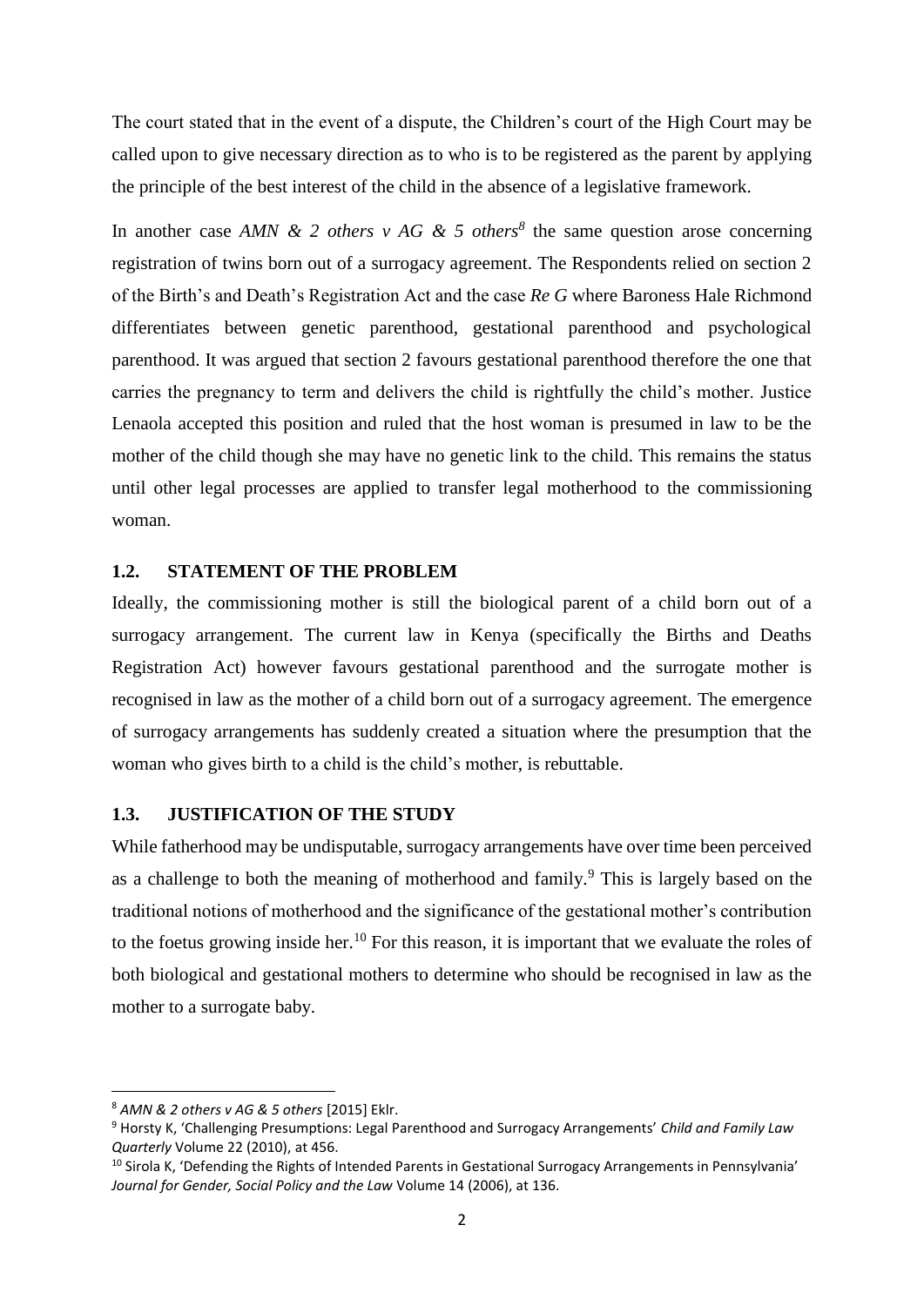The court stated that in the event of a dispute, the Children's court of the High Court may be called upon to give necessary direction as to who is to be registered as the parent by applying the principle of the best interest of the child in the absence of a legislative framework.

In another case *AMN & 2 others v AG & 5 others*[8] the same question arose concerning registration of twins born out of a surrogacy agreement. The Respondents relied on section 2 of the Birth's and Death's Registration Act and the case *Re G* where Baroness Hale Richmond differentiates between genetic parenthood, gestational parenthood and psychological parenthood. It was argued that section 2 favours gestational parenthood therefore the one that carries the pregnancy to term and delivers the child is rightfully the child's mother. Justice Lenaola accepted this position and ruled that the host woman is presumed in law to be the mother of the child though she may have no genetic link to the child. This remains the status until other legal processes are applied to transfer legal motherhood to the commissioning woman.

## 1.2. STATEMENT OF THE PROBLEM

Ideally, the commissioning mother is still the biological parent of a child born out of a surrogacy arrangement. The current law in Kenya (specifically the Births and Deaths Registration Act) however favours gestational parenthood and the surrogate mother is recognised in law as the mother of a child born out of a surrogacy agreement. The emergence of surrogacy arrangements has suddenly created a situation where the presumption that the woman who gives birth to a child is the child's mother, is rebuttable.

## 1.3. JUSTIFICATION OF THE STUDY

While fatherhood may be undisputable, surrogacy arrangements have over time been perceived as a challenge to both the meaning of motherhood and family.[9] This is largely based on the traditional notions of motherhood and the significance of the gestational mother's contribution to the foetus growing inside her.[10] For this reason, it is important that we evaluate the roles of both biological and gestational mothers to determine who should be recognised in law as the mother to a surrogate baby.

---

[8] *AMN & 2 others v AG & 5 others* [2015] Eklr.

[9] Horsty K, 'Challenging Presumptions: Legal Parenthood and Surrogacy Arrangements' *Child and Family Law Quarterly* Volume 22 (2010), at 456.

[10] Sirola K, 'Defending the Rights of Intended Parents in Gestational Surrogacy Arrangements in Pennsylvania' *Journal for Gender, Social Policy and the Law* Volume 14 (2006), at 136.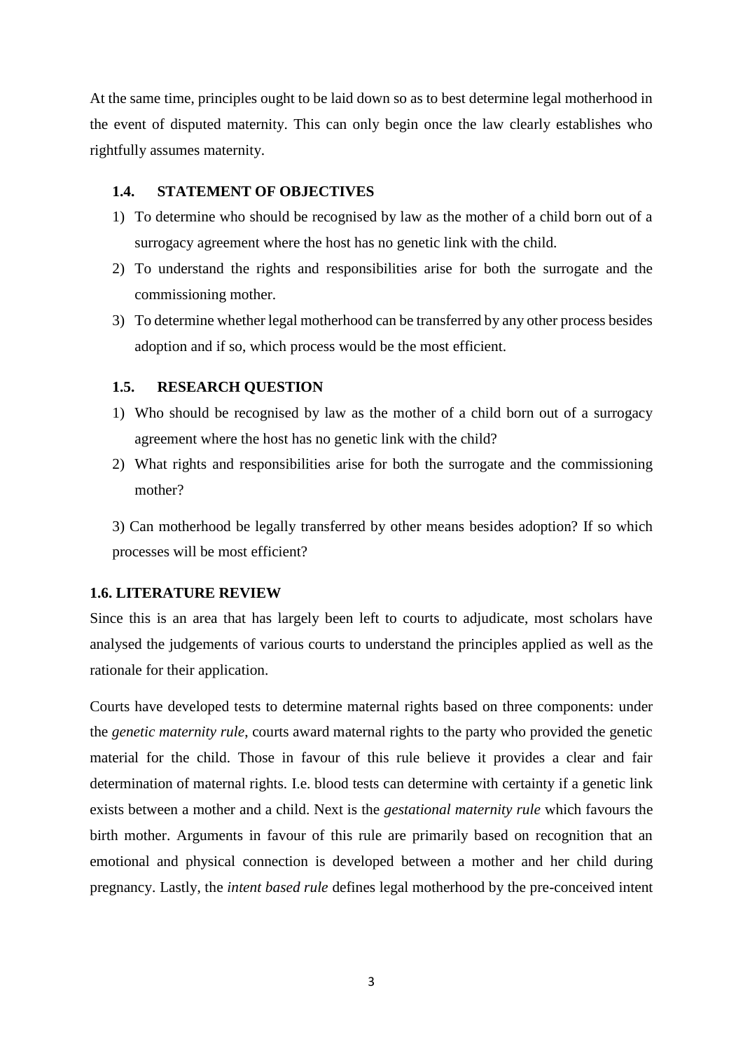At the same time, principles ought to be laid down so as to best determine legal motherhood in the event of disputed maternity. This can only begin once the law clearly establishes who rightfully assumes maternity.

### 1.4. STATEMENT OF OBJECTIVES

1) To determine who should be recognised by law as the mother of a child born out of a surrogacy agreement where the host has no genetic link with the child.
2) To understand the rights and responsibilities arise for both the surrogate and the commissioning mother.
3) To determine whether legal motherhood can be transferred by any other process besides adoption and if so, which process would be the most efficient.

### 1.5. RESEARCH QUESTION

1) Who should be recognised by law as the mother of a child born out of a surrogacy agreement where the host has no genetic link with the child?
2) What rights and responsibilities arise for both the surrogate and the commissioning mother?
3) Can motherhood be legally transferred by other means besides adoption? If so which processes will be most efficient?

### 1.6. LITERATURE REVIEW

Since this is an area that has largely been left to courts to adjudicate, most scholars have analysed the judgements of various courts to understand the principles applied as well as the rationale for their application.

Courts have developed tests to determine maternal rights based on three components: under the *genetic maternity rule*, courts award maternal rights to the party who provided the genetic material for the child. Those in favour of this rule believe it provides a clear and fair determination of maternal rights. I.e. blood tests can determine with certainty if a genetic link exists between a mother and a child. Next is the *gestational maternity rule* which favours the birth mother. Arguments in favour of this rule are primarily based on recognition that an emotional and physical connection is developed between a mother and her child during pregnancy. Lastly, the *intent based rule* defines legal motherhood by the pre-conceived intent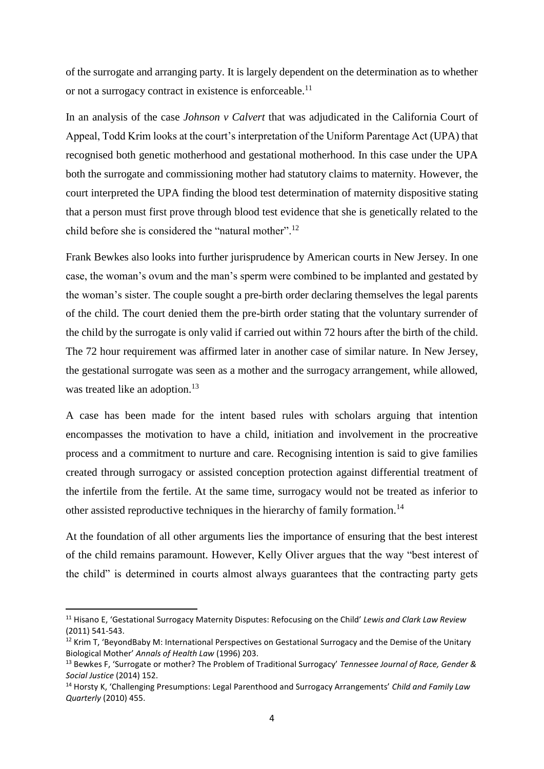of the surrogate and arranging party. It is largely dependent on the determination as to whether or not a surrogacy contract in existence is enforceable.[11]

In an analysis of the case *Johnson v Calvert* that was adjudicated in the California Court of Appeal, Todd Krim looks at the court's interpretation of the Uniform Parentage Act (UPA) that recognised both genetic motherhood and gestational motherhood. In this case under the UPA both the surrogate and commissioning mother had statutory claims to maternity. However, the court interpreted the UPA finding the blood test determination of maternity dispositive stating that a person must first prove through blood test evidence that she is genetically related to the child before she is considered the "natural mother".[12]

Frank Bewkes also looks into further jurisprudence by American courts in New Jersey. In one case, the woman's ovum and the man's sperm were combined to be implanted and gestated by the woman's sister. The couple sought a pre-birth order declaring themselves the legal parents of the child. The court denied them the pre-birth order stating that the voluntary surrender of the child by the surrogate is only valid if carried out within 72 hours after the birth of the child. The 72 hour requirement was affirmed later in another case of similar nature. In New Jersey, the gestational surrogate was seen as a mother and the surrogacy arrangement, while allowed, was treated like an adoption.[13]

A case has been made for the intent based rules with scholars arguing that intention encompasses the motivation to have a child, initiation and involvement in the procreative process and a commitment to nurture and care. Recognising intention is said to give families created through surrogacy or assisted conception protection against differential treatment of the infertile from the fertile. At the same time, surrogacy would not be treated as inferior to other assisted reproductive techniques in the hierarchy of family formation.[14]

At the foundation of all other arguments lies the importance of ensuring that the best interest of the child remains paramount. However, Kelly Oliver argues that the way "best interest of the child" is determined in courts almost always guarantees that the contracting party gets

---

[11] Hisano E, 'Gestational Surrogacy Maternity Disputes: Refocusing on the Child' *Lewis and Clark Law Review* (2011) 541-543.

[12] Krim T, 'BeyondBaby M: International Perspectives on Gestational Surrogacy and the Demise of the Unitary Biological Mother' *Annals of Health Law* (1996) 203.

[13] Bewkes F, 'Surrogate or mother? The Problem of Traditional Surrogacy' *Tennessee Journal of Race, Gender & Social Justice* (2014) 152.

[14] Horsty K, 'Challenging Presumptions: Legal Parenthood and Surrogacy Arrangements' *Child and Family Law Quarterly* (2010) 455.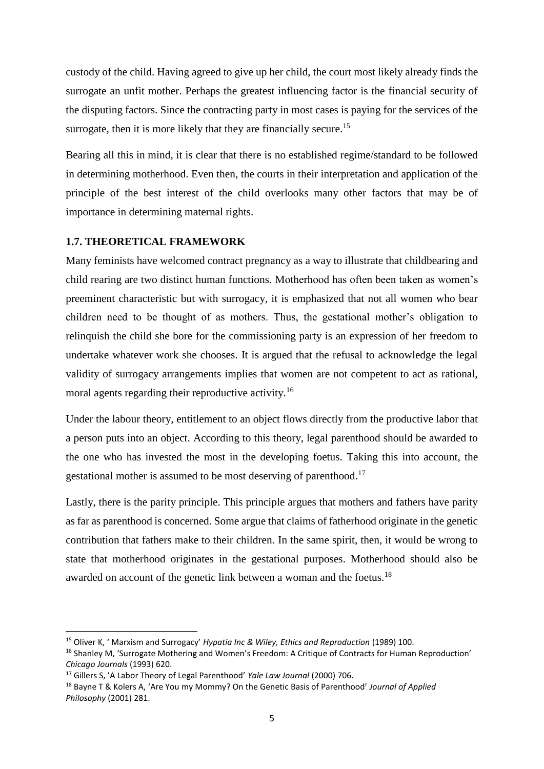custody of the child. Having agreed to give up her child, the court most likely already finds the surrogate an unfit mother. Perhaps the greatest influencing factor is the financial security of the disputing factors. Since the contracting party in most cases is paying for the services of the surrogate, then it is more likely that they are financially secure.[15]

Bearing all this in mind, it is clear that there is no established regime/standard to be followed in determining motherhood. Even then, the courts in their interpretation and application of the principle of the best interest of the child overlooks many other factors that may be of importance in determining maternal rights.

### 1.7. THEORETICAL FRAMEWORK

Many feminists have welcomed contract pregnancy as a way to illustrate that childbearing and child rearing are two distinct human functions. Motherhood has often been taken as women's preeminent characteristic but with surrogacy, it is emphasized that not all women who bear children need to be thought of as mothers. Thus, the gestational mother's obligation to relinquish the child she bore for the commissioning party is an expression of her freedom to undertake whatever work she chooses. It is argued that the refusal to acknowledge the legal validity of surrogacy arrangements implies that women are not competent to act as rational, moral agents regarding their reproductive activity.[16]

Under the labour theory, entitlement to an object flows directly from the productive labor that a person puts into an object. According to this theory, legal parenthood should be awarded to the one who has invested the most in the developing foetus. Taking this into account, the gestational mother is assumed to be most deserving of parenthood.[17]

Lastly, there is the parity principle. This principle argues that mothers and fathers have parity as far as parenthood is concerned. Some argue that claims of fatherhood originate in the genetic contribution that fathers make to their children. In the same spirit, then, it would be wrong to state that motherhood originates in the gestational purposes. Motherhood should also be awarded on account of the genetic link between a woman and the foetus.[18]

---

[15] Oliver K, ' Marxism and Surrogacy' *Hypatia Inc & Wiley, Ethics and Reproduction* (1989) 100.

[16] Shanley M, 'Surrogate Mothering and Women's Freedom: A Critique of Contracts for Human Reproduction' *Chicago Journals* (1993) 620.

[17] Gillers S, 'A Labor Theory of Legal Parenthood' *Yale Law Journal* (2000) 706.

[18] Bayne T & Kolers A, 'Are You my Mommy? On the Genetic Basis of Parenthood' *Journal of Applied Philosophy* (2001) 281.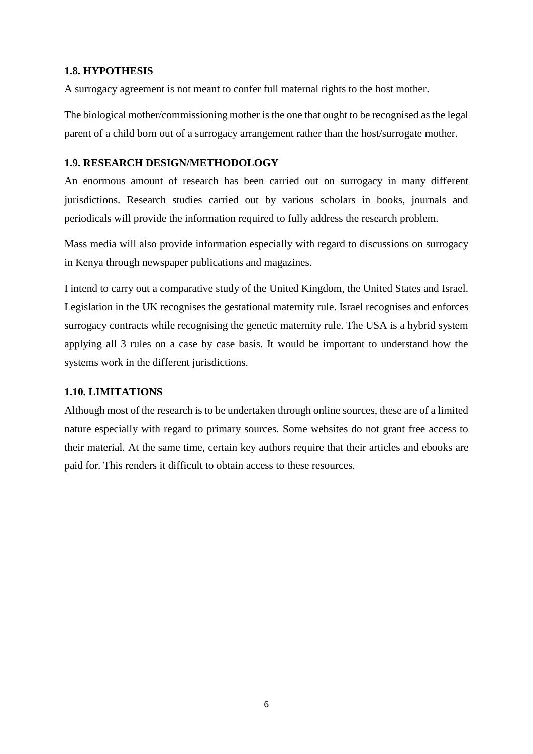### 1.8. HYPOTHESIS

A surrogacy agreement is not meant to confer full maternal rights to the host mother.

The biological mother/commissioning mother is the one that ought to be recognised as the legal parent of a child born out of a surrogacy arrangement rather than the host/surrogate mother.

### 1.9. RESEARCH DESIGN/METHODOLOGY

An enormous amount of research has been carried out on surrogacy in many different jurisdictions. Research studies carried out by various scholars in books, journals and periodicals will provide the information required to fully address the research problem.

Mass media will also provide information especially with regard to discussions on surrogacy in Kenya through newspaper publications and magazines.

I intend to carry out a comparative study of the United Kingdom, the United States and Israel. Legislation in the UK recognises the gestational maternity rule. Israel recognises and enforces surrogacy contracts while recognising the genetic maternity rule. The USA is a hybrid system applying all 3 rules on a case by case basis. It would be important to understand how the systems work in the different jurisdictions.

### 1.10. LIMITATIONS

Although most of the research is to be undertaken through online sources, these are of a limited nature especially with regard to primary sources. Some websites do not grant free access to their material. At the same time, certain key authors require that their articles and ebooks are paid for. This renders it difficult to obtain access to these resources.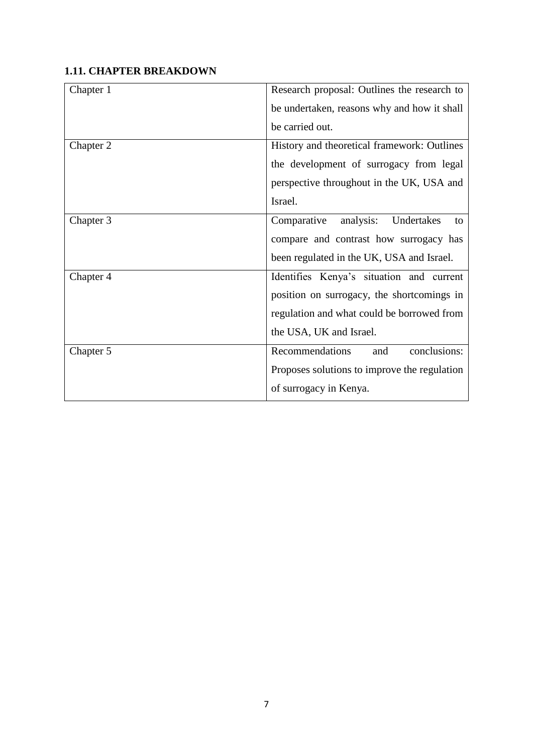### 1.11. CHAPTER BREAKDOWN

| | |
|---|---|
| Chapter 1 | Research proposal: Outlines the research to be undertaken, reasons why and how it shall be carried out. |
| Chapter 2 | History and theoretical framework: Outlines the development of surrogacy from legal perspective throughout in the UK, USA and Israel. |
| Chapter 3 | Comparative analysis: Undertakes to compare and contrast how surrogacy has been regulated in the UK, USA and Israel. |
| Chapter 4 | Identifies Kenya's situation and current position on surrogacy, the shortcomings in regulation and what could be borrowed from the USA, UK and Israel. |
| Chapter 5 | Recommendations and conclusions: Proposes solutions to improve the regulation of surrogacy in Kenya. |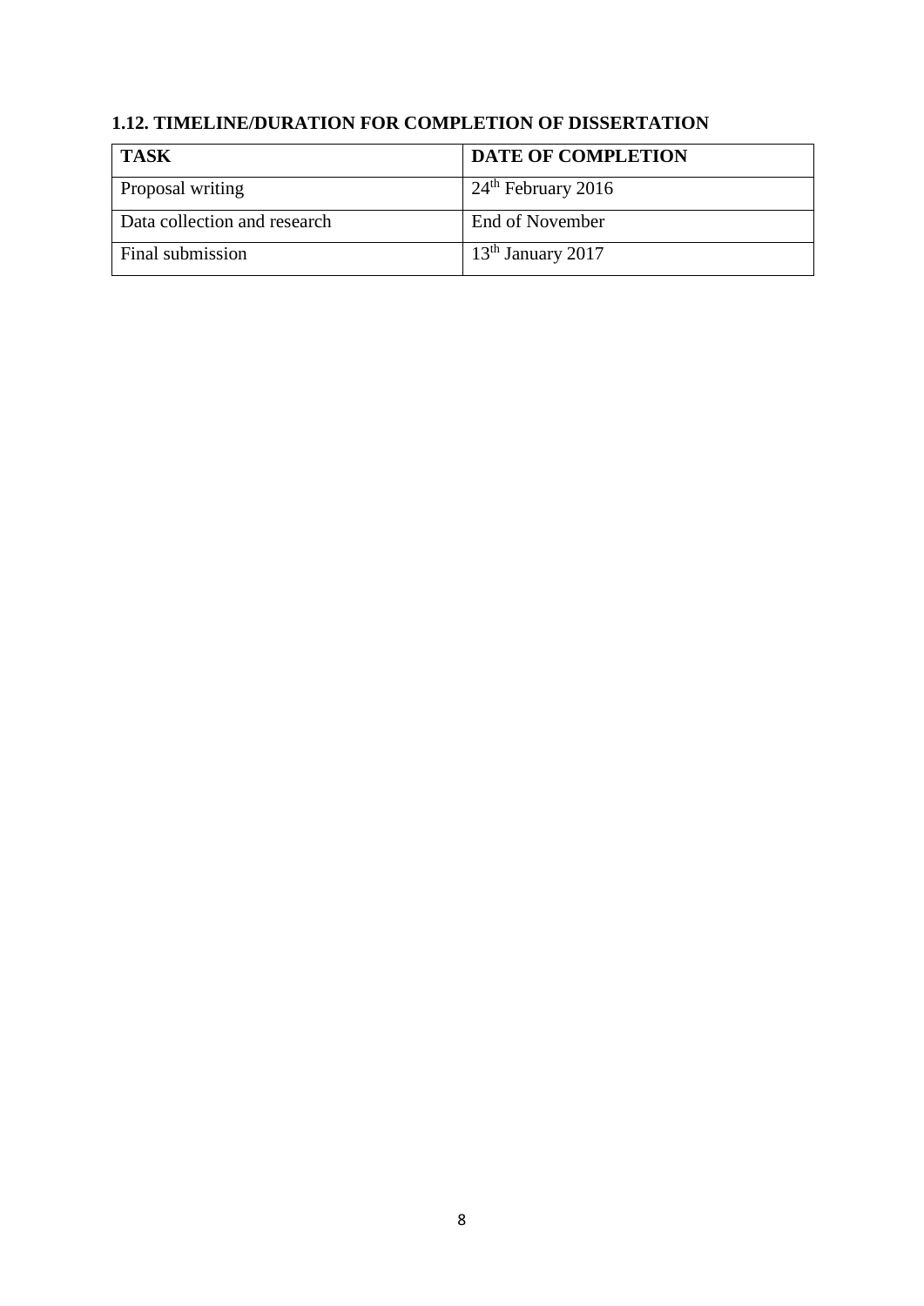## 1.12. TIMELINE/DURATION FOR COMPLETION OF DISSERTATION

| TASK | DATE OF COMPLETION |
| --- | --- |
| Proposal writing | 24th February 2016 |
| Data collection and research | End of November |
| Final submission | 13th January 2017 |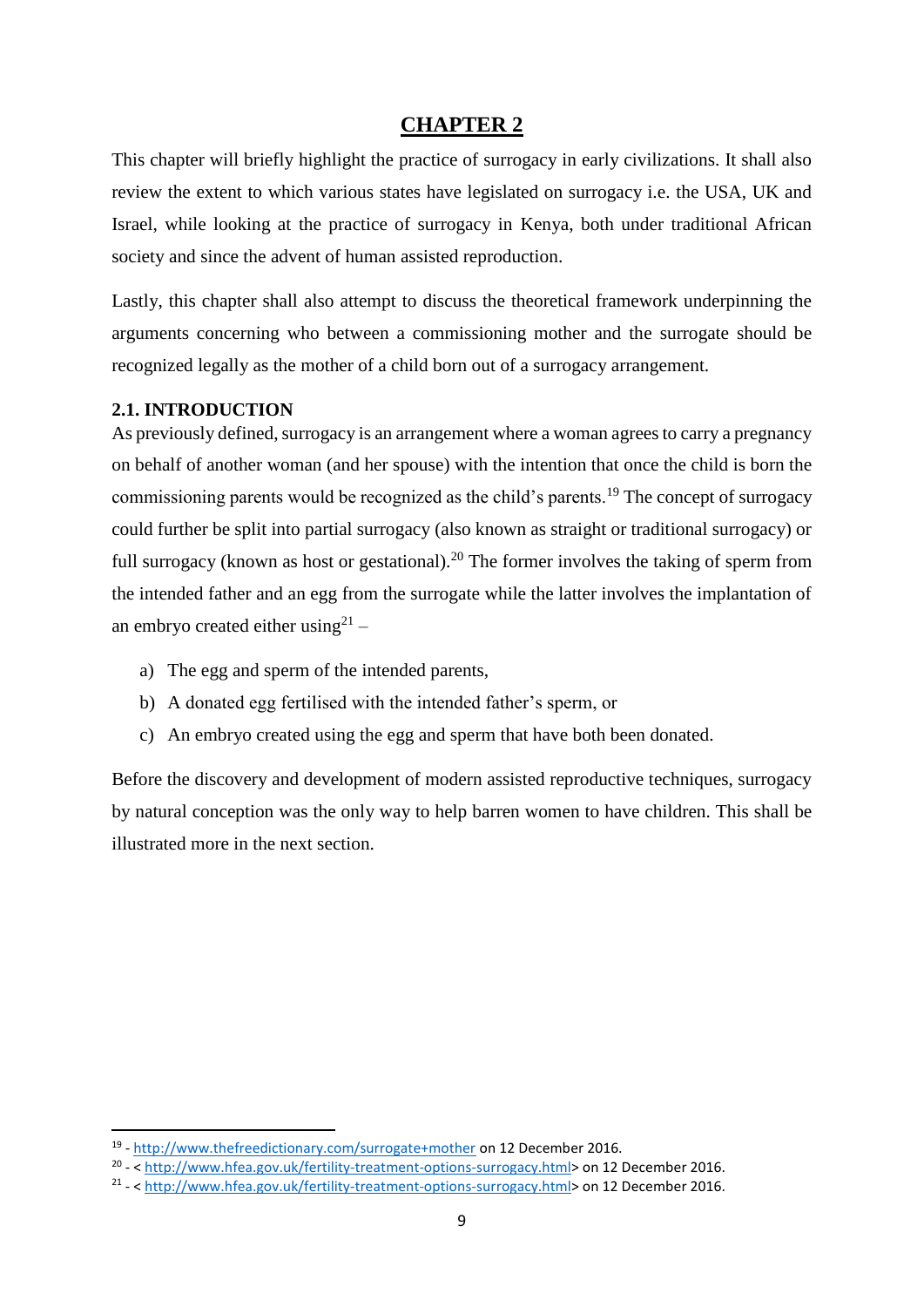# CHAPTER 2

This chapter will briefly highlight the practice of surrogacy in early civilizations. It shall also review the extent to which various states have legislated on surrogacy i.e. the USA, UK and Israel, while looking at the practice of surrogacy in Kenya, both under traditional African society and since the advent of human assisted reproduction.

Lastly, this chapter shall also attempt to discuss the theoretical framework underpinning the arguments concerning who between a commissioning mother and the surrogate should be recognized legally as the mother of a child born out of a surrogacy arrangement.

## 2.1. INTRODUCTION

As previously defined, surrogacy is an arrangement where a woman agrees to carry a pregnancy on behalf of another woman (and her spouse) with the intention that once the child is born the commissioning parents would be recognized as the child's parents.[19] The concept of surrogacy could further be split into partial surrogacy (also known as straight or traditional surrogacy) or full surrogacy (known as host or gestational).[20] The former involves the taking of sperm from the intended father and an egg from the surrogate while the latter involves the implantation of an embryo created either using[21] –

a) The egg and sperm of the intended parents,
b) A donated egg fertilised with the intended father's sperm, or
c) An embryo created using the egg and sperm that have both been donated.

Before the discovery and development of modern assisted reproductive techniques, surrogacy by natural conception was the only way to help barren women to have children. This shall be illustrated more in the next section.

---

[19] - http://www.thefreedictionary.com/surrogate+mother on 12 December 2016.

[20] - < http://www.hfea.gov.uk/fertility-treatment-options-surrogacy.html> on 12 December 2016.

[21] - < http://www.hfea.gov.uk/fertility-treatment-options-surrogacy.html> on 12 December 2016.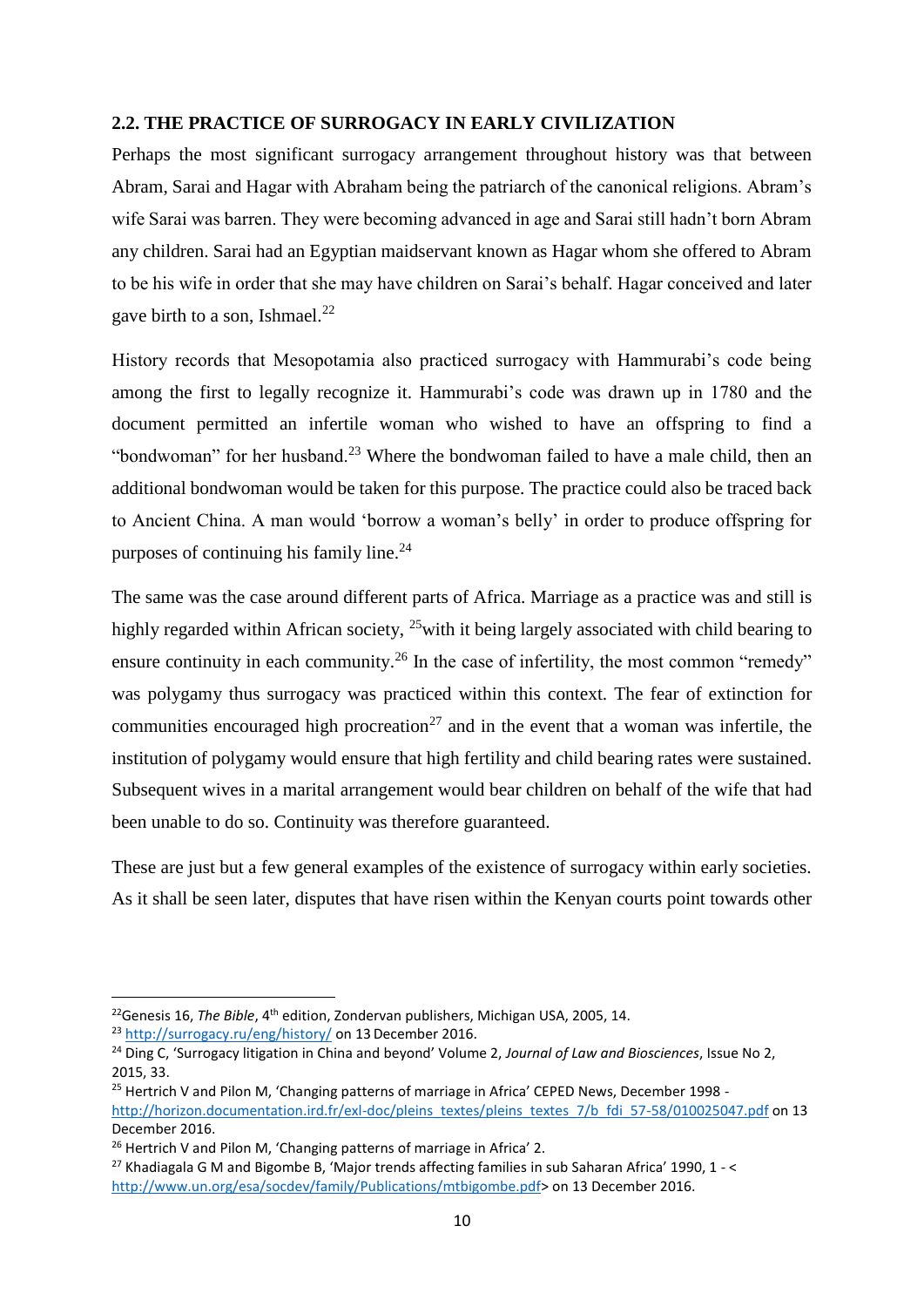## 2.2. THE PRACTICE OF SURROGACY IN EARLY CIVILIZATION

Perhaps the most significant surrogacy arrangement throughout history was that between Abram, Sarai and Hagar with Abraham being the patriarch of the canonical religions. Abram's wife Sarai was barren. They were becoming advanced in age and Sarai still hadn't born Abram any children. Sarai had an Egyptian maidservant known as Hagar whom she offered to Abram to be his wife in order that she may have children on Sarai's behalf. Hagar conceived and later gave birth to a son, Ishmael.[22]

History records that Mesopotamia also practiced surrogacy with Hammurabi's code being among the first to legally recognize it. Hammurabi's code was drawn up in 1780 and the document permitted an infertile woman who wished to have an offspring to find a "bondwoman" for her husband.[23] Where the bondwoman failed to have a male child, then an additional bondwoman would be taken for this purpose. The practice could also be traced back to Ancient China. A man would 'borrow a woman's belly' in order to produce offspring for purposes of continuing his family line.[24]

The same was the case around different parts of Africa. Marriage as a practice was and still is highly regarded within African society, [25]with it being largely associated with child bearing to ensure continuity in each community.[26] In the case of infertility, the most common "remedy" was polygamy thus surrogacy was practiced within this context. The fear of extinction for communities encouraged high procreation[27] and in the event that a woman was infertile, the institution of polygamy would ensure that high fertility and child bearing rates were sustained. Subsequent wives in a marital arrangement would bear children on behalf of the wife that had been unable to do so. Continuity was therefore guaranteed.

These are just but a few general examples of the existence of surrogacy within early societies. As it shall be seen later, disputes that have risen within the Kenyan courts point towards other

---

[22]Genesis 16, *The Bible*, 4th edition, Zondervan publishers, Michigan USA, 2005, 14.

[23] http://surrogacy.ru/eng/history/ on 13 December 2016.

[24] Ding C, 'Surrogacy litigation in China and beyond' Volume 2, *Journal of Law and Biosciences*, Issue No 2, 2015, 33.

[25] Hertrich V and Pilon M, 'Changing patterns of marriage in Africa' CEPED News, December 1998 - http://horizon.documentation.ird.fr/exl-doc/pleins_textes/pleins_textes_7/b_fdi_57-58/010025047.pdf on 13 December 2016.

[26] Hertrich V and Pilon M, 'Changing patterns of marriage in Africa' 2.

[27] Khadiagala G M and Bigombe B, 'Major trends affecting families in sub Saharan Africa' 1990, 1 - <http://www.un.org/esa/socdev/family/Publications/mtbigombe.pdf> on 13 December 2016.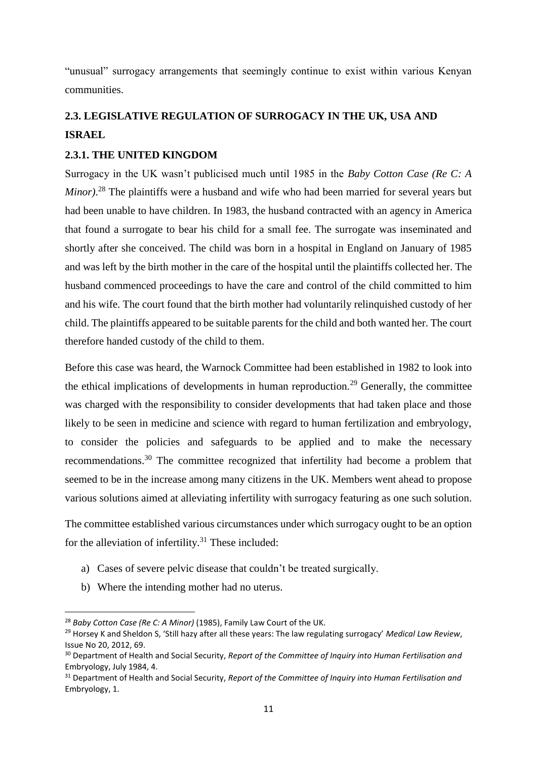"unusual" surrogacy arrangements that seemingly continue to exist within various Kenyan communities.

## 2.3. LEGISLATIVE REGULATION OF SURROGACY IN THE UK, USA AND ISRAEL

### 2.3.1. THE UNITED KINGDOM

Surrogacy in the UK wasn't publicised much until 1985 in the *Baby Cotton Case (Re C: A Minor)*.[28] The plaintiffs were a husband and wife who had been married for several years but had been unable to have children. In 1983, the husband contracted with an agency in America that found a surrogate to bear his child for a small fee. The surrogate was inseminated and shortly after she conceived. The child was born in a hospital in England on January of 1985 and was left by the birth mother in the care of the hospital until the plaintiffs collected her. The husband commenced proceedings to have the care and control of the child committed to him and his wife. The court found that the birth mother had voluntarily relinquished custody of her child. The plaintiffs appeared to be suitable parents for the child and both wanted her. The court therefore handed custody of the child to them.

Before this case was heard, the Warnock Committee had been established in 1982 to look into the ethical implications of developments in human reproduction.[29] Generally, the committee was charged with the responsibility to consider developments that had taken place and those likely to be seen in medicine and science with regard to human fertilization and embryology, to consider the policies and safeguards to be applied and to make the necessary recommendations.[30] The committee recognized that infertility had become a problem that seemed to be in the increase among many citizens in the UK. Members went ahead to propose various solutions aimed at alleviating infertility with surrogacy featuring as one such solution.

The committee established various circumstances under which surrogacy ought to be an option for the alleviation of infertility.[31] These included:

a) Cases of severe pelvic disease that couldn't be treated surgically.
b) Where the intending mother had no uterus.

---

[28] *Baby Cotton Case (Re C: A Minor)* (1985), Family Law Court of the UK.

[29] Horsey K and Sheldon S, 'Still hazy after all these years: The law regulating surrogacy' *Medical Law Review*, Issue No 20, 2012, 69.

[30] Department of Health and Social Security, *Report of the Committee of Inquiry into Human Fertilisation and* Embryology, July 1984, 4.

[31] Department of Health and Social Security, *Report of the Committee of Inquiry into Human Fertilisation and* Embryology, 1.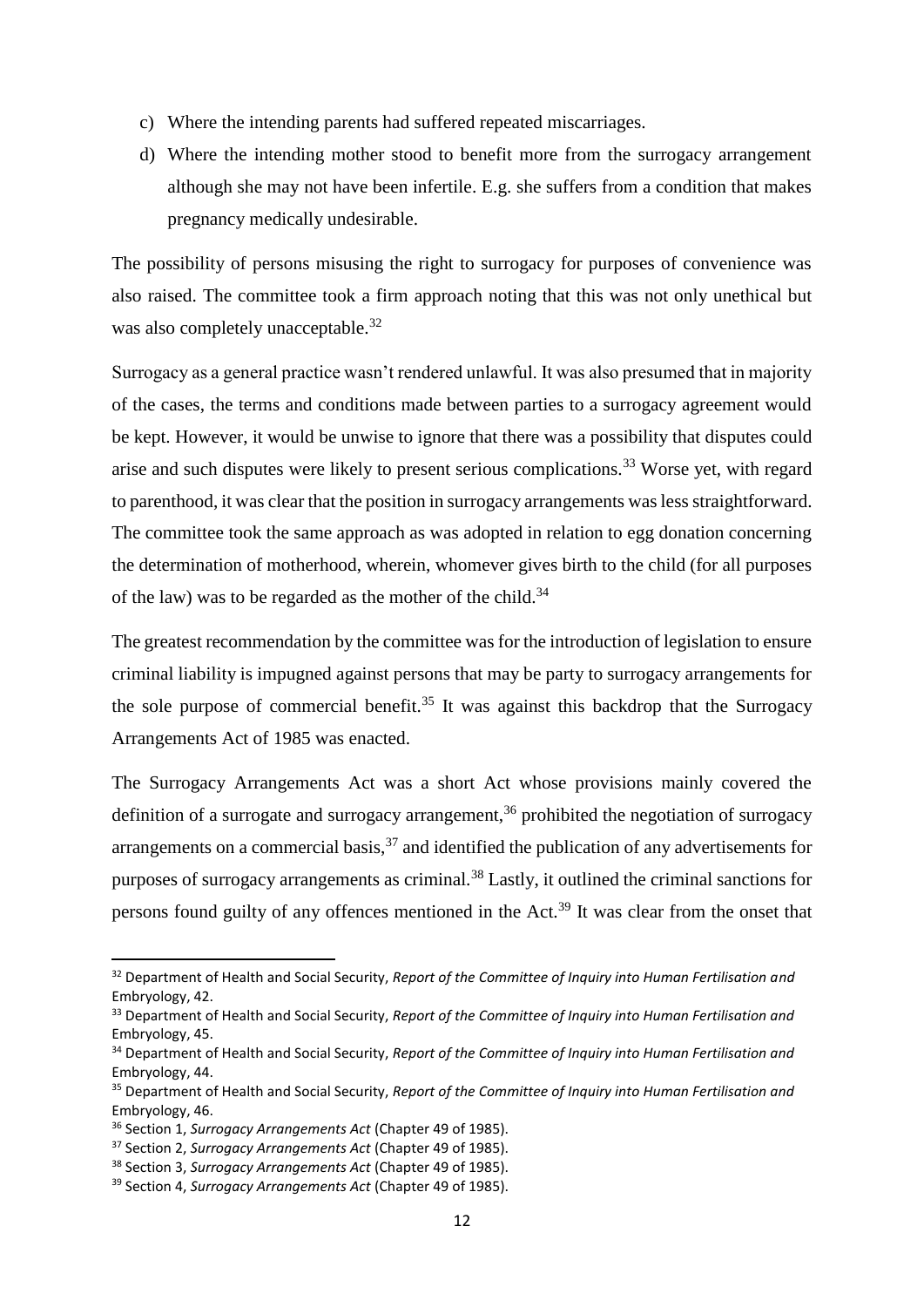c) Where the intending parents had suffered repeated miscarriages.

d) Where the intending mother stood to benefit more from the surrogacy arrangement although she may not have been infertile. E.g. she suffers from a condition that makes pregnancy medically undesirable.

The possibility of persons misusing the right to surrogacy for purposes of convenience was also raised. The committee took a firm approach noting that this was not only unethical but was also completely unacceptable.[32]

Surrogacy as a general practice wasn't rendered unlawful. It was also presumed that in majority of the cases, the terms and conditions made between parties to a surrogacy agreement would be kept. However, it would be unwise to ignore that there was a possibility that disputes could arise and such disputes were likely to present serious complications.[33] Worse yet, with regard to parenthood, it was clear that the position in surrogacy arrangements was less straightforward. The committee took the same approach as was adopted in relation to egg donation concerning the determination of motherhood, wherein, whomever gives birth to the child (for all purposes of the law) was to be regarded as the mother of the child.[34]

The greatest recommendation by the committee was for the introduction of legislation to ensure criminal liability is impugned against persons that may be party to surrogacy arrangements for the sole purpose of commercial benefit.[35] It was against this backdrop that the Surrogacy Arrangements Act of 1985 was enacted.

The Surrogacy Arrangements Act was a short Act whose provisions mainly covered the definition of a surrogate and surrogacy arrangement,[36] prohibited the negotiation of surrogacy arrangements on a commercial basis,[37] and identified the publication of any advertisements for purposes of surrogacy arrangements as criminal.[38] Lastly, it outlined the criminal sanctions for persons found guilty of any offences mentioned in the Act.[39] It was clear from the onset that

---

[32] Department of Health and Social Security, *Report of the Committee of Inquiry into Human Fertilisation and* Embryology, 42.

[33] Department of Health and Social Security, *Report of the Committee of Inquiry into Human Fertilisation and* Embryology, 45.

[34] Department of Health and Social Security, *Report of the Committee of Inquiry into Human Fertilisation and* Embryology, 44.

[35] Department of Health and Social Security, *Report of the Committee of Inquiry into Human Fertilisation and* Embryology, 46.

[36] Section 1, *Surrogacy Arrangements Act* (Chapter 49 of 1985).

[37] Section 2, *Surrogacy Arrangements Act* (Chapter 49 of 1985).

[38] Section 3, *Surrogacy Arrangements Act* (Chapter 49 of 1985).

[39] Section 4, *Surrogacy Arrangements Act* (Chapter 49 of 1985).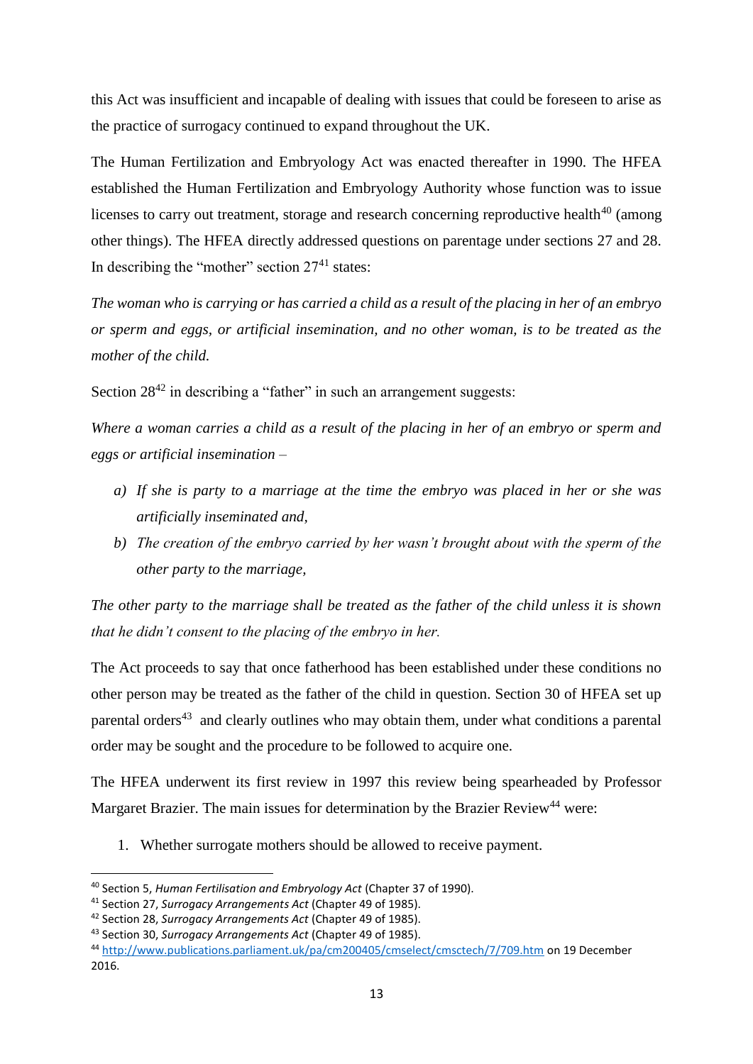this Act was insufficient and incapable of dealing with issues that could be foreseen to arise as the practice of surrogacy continued to expand throughout the UK.

The Human Fertilization and Embryology Act was enacted thereafter in 1990. The HFEA established the Human Fertilization and Embryology Authority whose function was to issue licenses to carry out treatment, storage and research concerning reproductive health[40] (among other things). The HFEA directly addressed questions on parentage under sections 27 and 28. In describing the "mother" section 27[41] states:

*The woman who is carrying or has carried a child as a result of the placing in her of an embryo or sperm and eggs, or artificial insemination, and no other woman, is to be treated as the mother of the child.*

Section 28[42] in describing a "father" in such an arrangement suggests:

*Where a woman carries a child as a result of the placing in her of an embryo or sperm and eggs or artificial insemination –*

a) *If she is party to a marriage at the time the embryo was placed in her or she was artificially inseminated and,*
b) *The creation of the embryo carried by her wasn't brought about with the sperm of the other party to the marriage,*

*The other party to the marriage shall be treated as the father of the child unless it is shown that he didn't consent to the placing of the embryo in her.*

The Act proceeds to say that once fatherhood has been established under these conditions no other person may be treated as the father of the child in question. Section 30 of HFEA set up parental orders[43] and clearly outlines who may obtain them, under what conditions a parental order may be sought and the procedure to be followed to acquire one.

The HFEA underwent its first review in 1997 this review being spearheaded by Professor Margaret Brazier. The main issues for determination by the Brazier Review[44] were:

1. Whether surrogate mothers should be allowed to receive payment.

---

[40] Section 5, *Human Fertilisation and Embryology Act* (Chapter 37 of 1990).

[41] Section 27, *Surrogacy Arrangements Act* (Chapter 49 of 1985).

[42] Section 28, *Surrogacy Arrangements Act* (Chapter 49 of 1985).

[43] Section 30, *Surrogacy Arrangements Act* (Chapter 49 of 1985).

[44] http://www.publications.parliament.uk/pa/cm200405/cmselect/cmsctech/7/709.htm on 19 December 2016.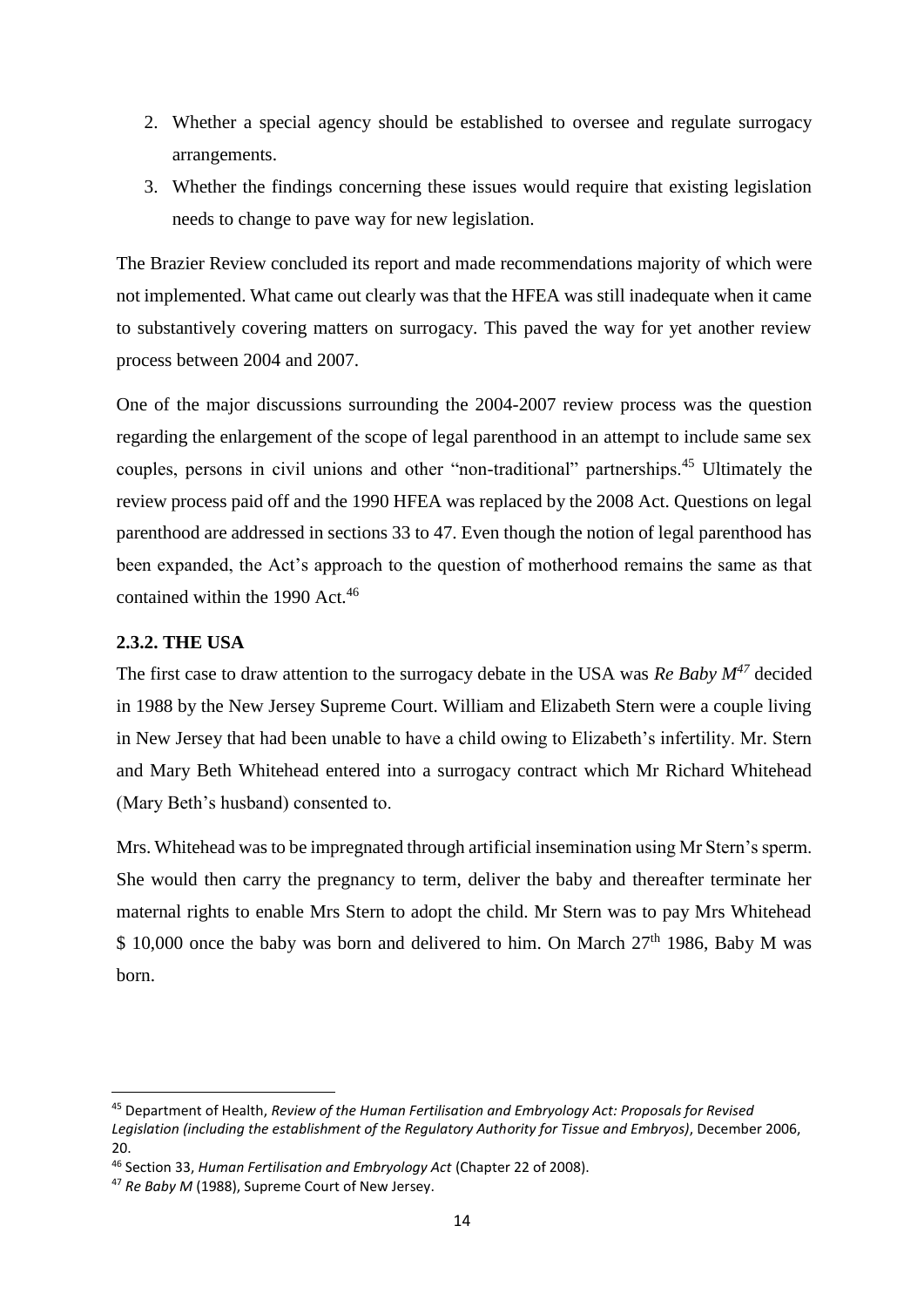2. Whether a special agency should be established to oversee and regulate surrogacy arrangements.
3. Whether the findings concerning these issues would require that existing legislation needs to change to pave way for new legislation.

The Brazier Review concluded its report and made recommendations majority of which were not implemented. What came out clearly was that the HFEA was still inadequate when it came to substantively covering matters on surrogacy. This paved the way for yet another review process between 2004 and 2007.

One of the major discussions surrounding the 2004-2007 review process was the question regarding the enlargement of the scope of legal parenthood in an attempt to include same sex couples, persons in civil unions and other "non-traditional" partnerships.[45] Ultimately the review process paid off and the 1990 HFEA was replaced by the 2008 Act. Questions on legal parenthood are addressed in sections 33 to 47. Even though the notion of legal parenthood has been expanded, the Act's approach to the question of motherhood remains the same as that contained within the 1990 Act.[46]

### 2.3.2. THE USA

The first case to draw attention to the surrogacy debate in the USA was *Re Baby M*[47] decided in 1988 by the New Jersey Supreme Court. William and Elizabeth Stern were a couple living in New Jersey that had been unable to have a child owing to Elizabeth's infertility. Mr. Stern and Mary Beth Whitehead entered into a surrogacy contract which Mr Richard Whitehead (Mary Beth's husband) consented to.

Mrs. Whitehead was to be impregnated through artificial insemination using Mr Stern's sperm. She would then carry the pregnancy to term, deliver the baby and thereafter terminate her maternal rights to enable Mrs Stern to adopt the child. Mr Stern was to pay Mrs Whitehead $ 10,000 once the baby was born and delivered to him. On March 27th 1986, Baby M was born.

---

[45] Department of Health, *Review of the Human Fertilisation and Embryology Act: Proposals for Revised Legislation (including the establishment of the Regulatory Authority for Tissue and Embryos)*, December 2006, 20.

[46] Section 33, *Human Fertilisation and Embryology Act* (Chapter 22 of 2008).

[47] *Re Baby M* (1988), Supreme Court of New Jersey.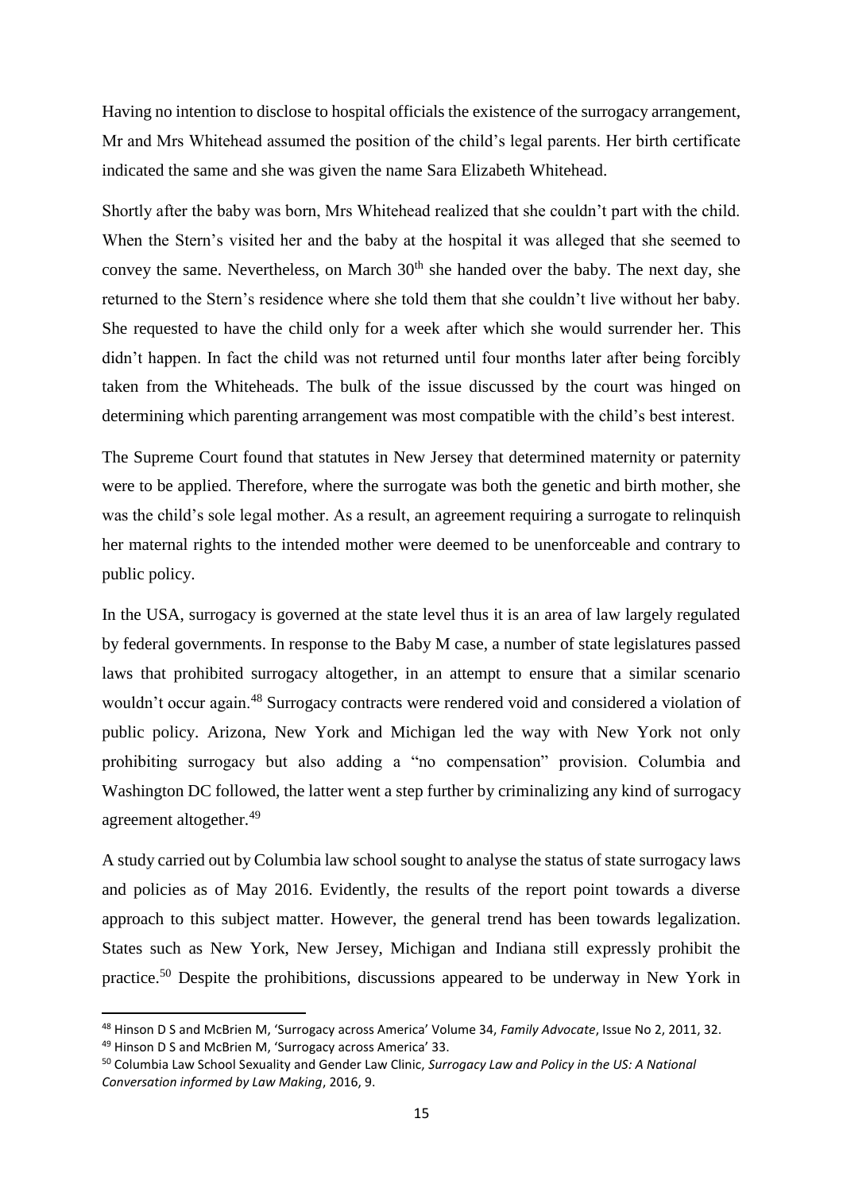Having no intention to disclose to hospital officials the existence of the surrogacy arrangement, Mr and Mrs Whitehead assumed the position of the child's legal parents. Her birth certificate indicated the same and she was given the name Sara Elizabeth Whitehead.

Shortly after the baby was born, Mrs Whitehead realized that she couldn't part with the child. When the Stern's visited her and the baby at the hospital it was alleged that she seemed to convey the same. Nevertheless, on March 30th she handed over the baby. The next day, she returned to the Stern's residence where she told them that she couldn't live without her baby. She requested to have the child only for a week after which she would surrender her. This didn't happen. In fact the child was not returned until four months later after being forcibly taken from the Whiteheads. The bulk of the issue discussed by the court was hinged on determining which parenting arrangement was most compatible with the child's best interest.

The Supreme Court found that statutes in New Jersey that determined maternity or paternity were to be applied. Therefore, where the surrogate was both the genetic and birth mother, she was the child's sole legal mother. As a result, an agreement requiring a surrogate to relinquish her maternal rights to the intended mother were deemed to be unenforceable and contrary to public policy.

In the USA, surrogacy is governed at the state level thus it is an area of law largely regulated by federal governments. In response to the Baby M case, a number of state legislatures passed laws that prohibited surrogacy altogether, in an attempt to ensure that a similar scenario wouldn't occur again.[48] Surrogacy contracts were rendered void and considered a violation of public policy. Arizona, New York and Michigan led the way with New York not only prohibiting surrogacy but also adding a "no compensation" provision. Columbia and Washington DC followed, the latter went a step further by criminalizing any kind of surrogacy agreement altogether.[49]

A study carried out by Columbia law school sought to analyse the status of state surrogacy laws and policies as of May 2016. Evidently, the results of the report point towards a diverse approach to this subject matter. However, the general trend has been towards legalization. States such as New York, New Jersey, Michigan and Indiana still expressly prohibit the practice.[50] Despite the prohibitions, discussions appeared to be underway in New York in

---

[48] Hinson D S and McBrien M, 'Surrogacy across America' Volume 34, *Family Advocate*, Issue No 2, 2011, 32.

[49] Hinson D S and McBrien M, 'Surrogacy across America' 33.

[50] Columbia Law School Sexuality and Gender Law Clinic, *Surrogacy Law and Policy in the US: A National Conversation informed by Law Making*, 2016, 9.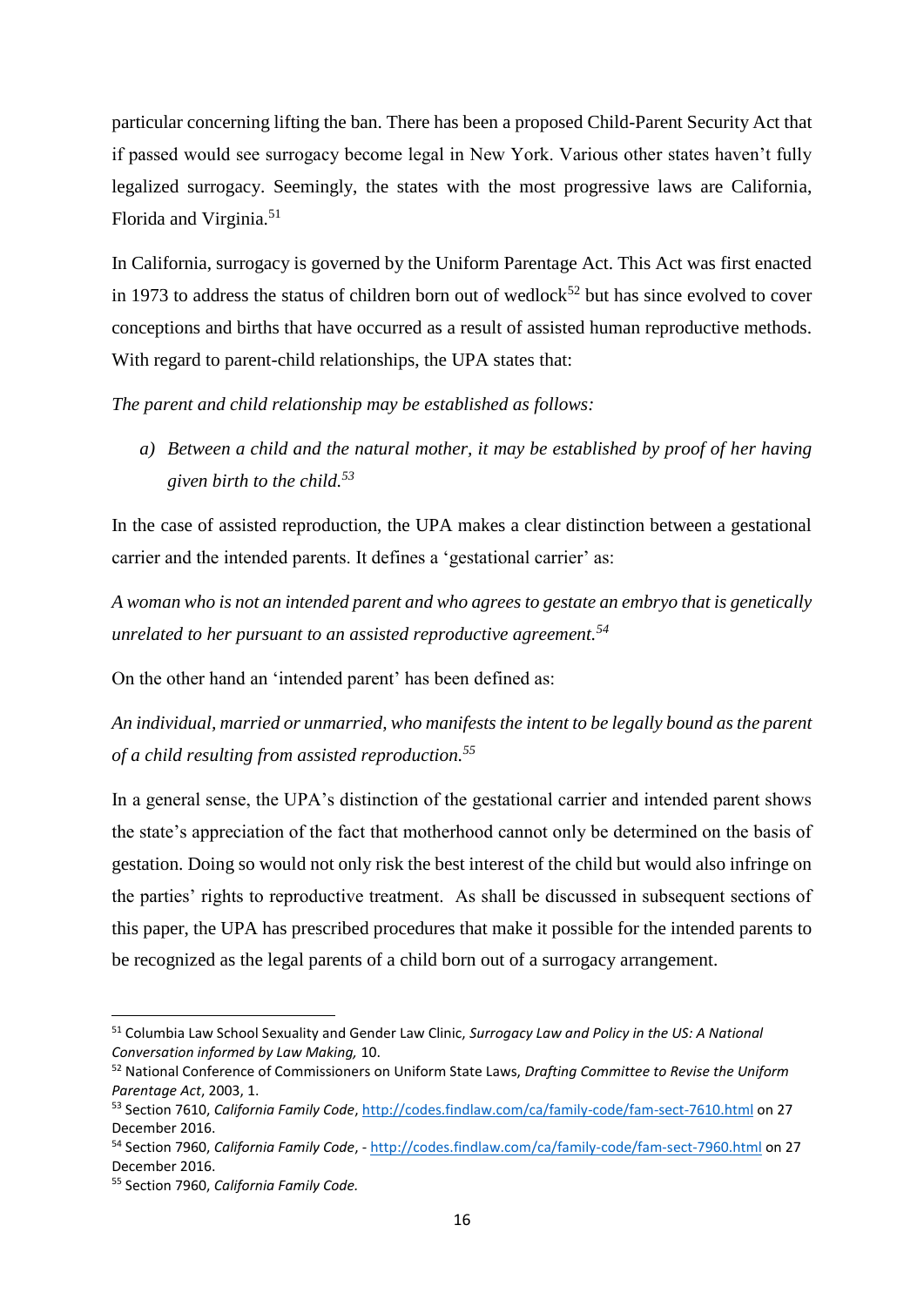particular concerning lifting the ban. There has been a proposed Child-Parent Security Act that if passed would see surrogacy become legal in New York. Various other states haven't fully legalized surrogacy. Seemingly, the states with the most progressive laws are California, Florida and Virginia.[51]

In California, surrogacy is governed by the Uniform Parentage Act. This Act was first enacted in 1973 to address the status of children born out of wedlock[52] but has since evolved to cover conceptions and births that have occurred as a result of assisted human reproductive methods. With regard to parent-child relationships, the UPA states that:

*The parent and child relationship may be established as follows:*

a) *Between a child and the natural mother, it may be established by proof of her having given birth to the child.[53]*

In the case of assisted reproduction, the UPA makes a clear distinction between a gestational carrier and the intended parents. It defines a 'gestational carrier' as:

*A woman who is not an intended parent and who agrees to gestate an embryo that is genetically unrelated to her pursuant to an assisted reproductive agreement.[54]*

On the other hand an 'intended parent' has been defined as:

*An individual, married or unmarried, who manifests the intent to be legally bound as the parent of a child resulting from assisted reproduction.[55]*

In a general sense, the UPA's distinction of the gestational carrier and intended parent shows the state's appreciation of the fact that motherhood cannot only be determined on the basis of gestation. Doing so would not only risk the best interest of the child but would also infringe on the parties' rights to reproductive treatment. As shall be discussed in subsequent sections of this paper, the UPA has prescribed procedures that make it possible for the intended parents to be recognized as the legal parents of a child born out of a surrogacy arrangement.

---

[51] Columbia Law School Sexuality and Gender Law Clinic, *Surrogacy Law and Policy in the US: A National Conversation informed by Law Making,* 10.

[52] National Conference of Commissioners on Uniform State Laws, *Drafting Committee to Revise the Uniform Parentage Act*, 2003, 1.

[53] Section 7610, *California Family Code*, http://codes.findlaw.com/ca/family-code/fam-sect-7610.html on 27 December 2016.

[54] Section 7960, *California Family Code*, - http://codes.findlaw.com/ca/family-code/fam-sect-7960.html on 27 December 2016.

[55] Section 7960, *California Family Code.*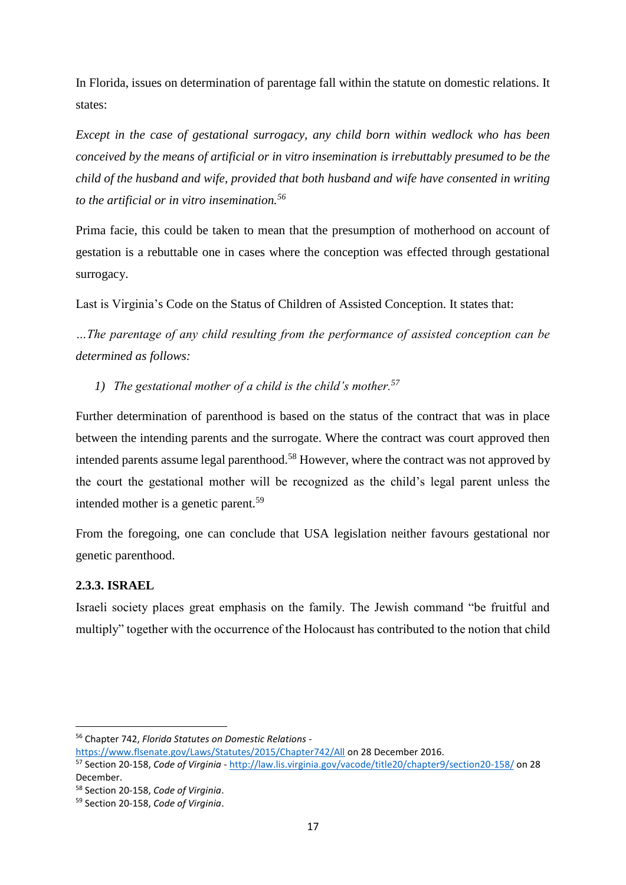In Florida, issues on determination of parentage fall within the statute on domestic relations. It states:

*Except in the case of gestational surrogacy, any child born within wedlock who has been conceived by the means of artificial or in vitro insemination is irrebuttably presumed to be the child of the husband and wife, provided that both husband and wife have consented in writing to the artificial or in vitro insemination.*[56]

Prima facie, this could be taken to mean that the presumption of motherhood on account of gestation is a rebuttable one in cases where the conception was effected through gestational surrogacy.

Last is Virginia's Code on the Status of Children of Assisted Conception. It states that:

*…The parentage of any child resulting from the performance of assisted conception can be determined as follows:*

1) *The gestational mother of a child is the child's mother.*[57]

Further determination of parenthood is based on the status of the contract that was in place between the intending parents and the surrogate. Where the contract was court approved then intended parents assume legal parenthood.[58] However, where the contract was not approved by the court the gestational mother will be recognized as the child's legal parent unless the intended mother is a genetic parent.[59]

From the foregoing, one can conclude that USA legislation neither favours gestational nor genetic parenthood.

### 2.3.3. ISRAEL

Israeli society places great emphasis on the family. The Jewish command "be fruitful and multiply" together with the occurrence of the Holocaust has contributed to the notion that child

---

[56] Chapter 742, *Florida Statutes on Domestic Relations* - https://www.flsenate.gov/Laws/Statutes/2015/Chapter742/All on 28 December 2016.

[57] Section 20-158, *Code of Virginia* - http://law.lis.virginia.gov/vacode/title20/chapter9/section20-158/ on 28 December.

[58] Section 20-158, *Code of Virginia*.

[59] Section 20-158, *Code of Virginia*.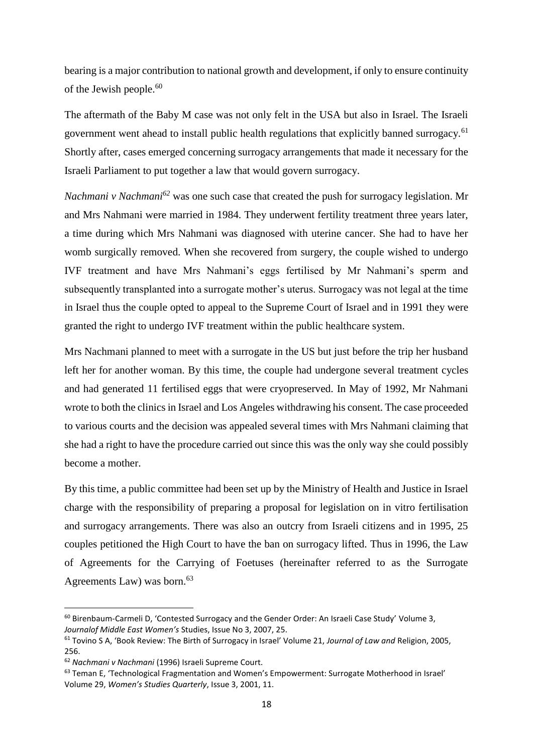bearing is a major contribution to national growth and development, if only to ensure continuity of the Jewish people.[60]

The aftermath of the Baby M case was not only felt in the USA but also in Israel. The Israeli government went ahead to install public health regulations that explicitly banned surrogacy.[61] Shortly after, cases emerged concerning surrogacy arrangements that made it necessary for the Israeli Parliament to put together a law that would govern surrogacy.

*Nachmani v Nachmani*[62] was one such case that created the push for surrogacy legislation. Mr and Mrs Nahmani were married in 1984. They underwent fertility treatment three years later, a time during which Mrs Nahmani was diagnosed with uterine cancer. She had to have her womb surgically removed. When she recovered from surgery, the couple wished to undergo IVF treatment and have Mrs Nahmani's eggs fertilised by Mr Nahmani's sperm and subsequently transplanted into a surrogate mother's uterus. Surrogacy was not legal at the time in Israel thus the couple opted to appeal to the Supreme Court of Israel and in 1991 they were granted the right to undergo IVF treatment within the public healthcare system.

Mrs Nachmani planned to meet with a surrogate in the US but just before the trip her husband left her for another woman. By this time, the couple had undergone several treatment cycles and had generated 11 fertilised eggs that were cryopreserved. In May of 1992, Mr Nahmani wrote to both the clinics in Israel and Los Angeles withdrawing his consent. The case proceeded to various courts and the decision was appealed several times with Mrs Nahmani claiming that she had a right to have the procedure carried out since this was the only way she could possibly become a mother.

By this time, a public committee had been set up by the Ministry of Health and Justice in Israel charge with the responsibility of preparing a proposal for legislation on in vitro fertilisation and surrogacy arrangements. There was also an outcry from Israeli citizens and in 1995, 25 couples petitioned the High Court to have the ban on surrogacy lifted. Thus in 1996, the Law of Agreements for the Carrying of Foetuses (hereinafter referred to as the Surrogate Agreements Law) was born.[63]

---

[60] Birenbaum-Carmeli D, 'Contested Surrogacy and the Gender Order: An Israeli Case Study' Volume 3, *Journalof Middle East Women's* Studies, Issue No 3, 2007, 25.

[61] Tovino S A, 'Book Review: The Birth of Surrogacy in Israel' Volume 21, *Journal of Law and* Religion, 2005, 256.

[62] *Nachmani v Nachmani* (1996) Israeli Supreme Court.

[63] Teman E, 'Technological Fragmentation and Women's Empowerment: Surrogate Motherhood in Israel' Volume 29, *Women's Studies Quarterly*, Issue 3, 2001, 11.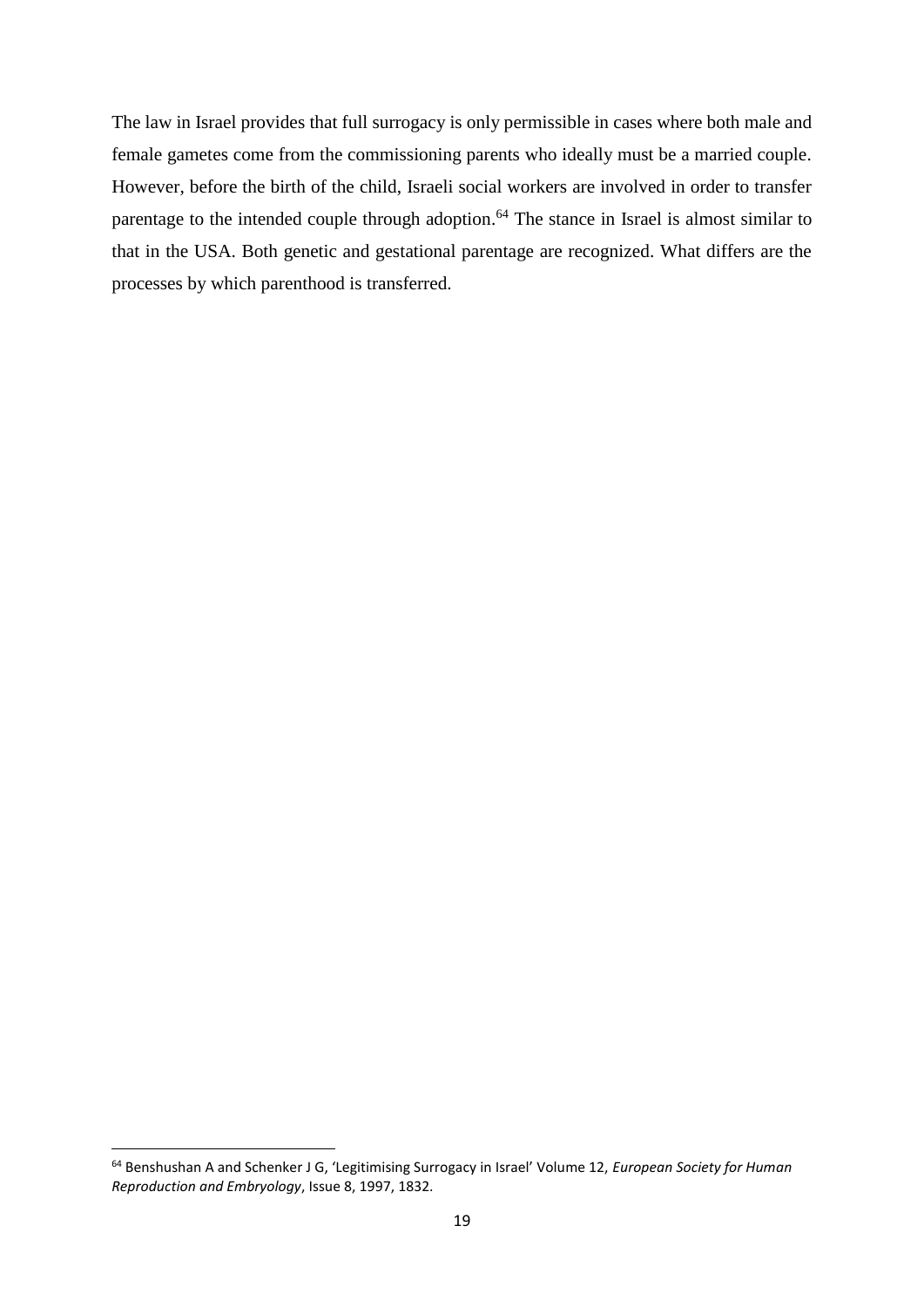The law in Israel provides that full surrogacy is only permissible in cases where both male and female gametes come from the commissioning parents who ideally must be a married couple. However, before the birth of the child, Israeli social workers are involved in order to transfer parentage to the intended couple through adoption.[64] The stance in Israel is almost similar to that in the USA. Both genetic and gestational parentage are recognized. What differs are the processes by which parenthood is transferred.

---

[64] Benshushan A and Schenker J G, 'Legitimising Surrogacy in Israel' Volume 12, *European Society for Human Reproduction and Embryology*, Issue 8, 1997, 1832.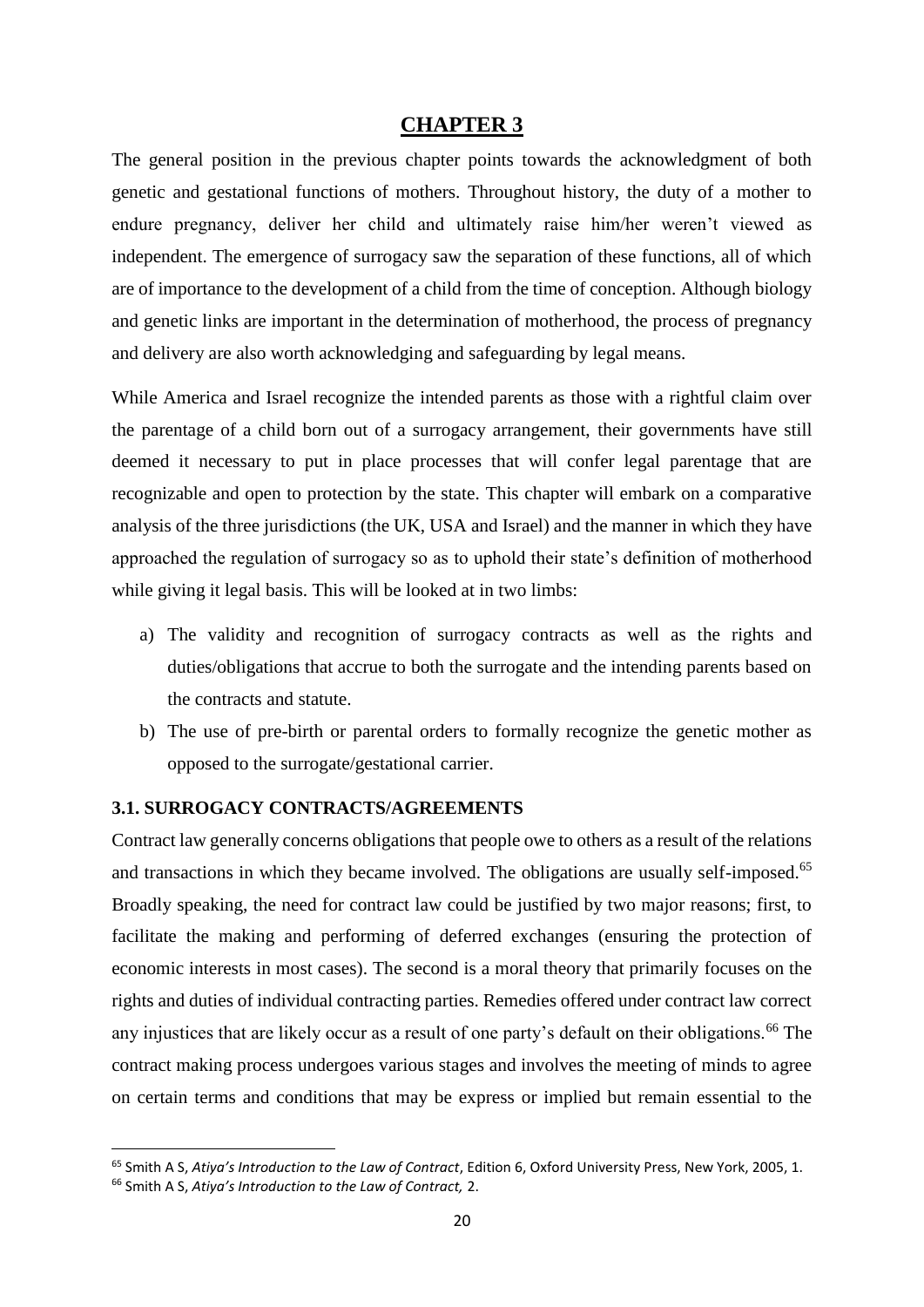# CHAPTER 3

The general position in the previous chapter points towards the acknowledgment of both genetic and gestational functions of mothers. Throughout history, the duty of a mother to endure pregnancy, deliver her child and ultimately raise him/her weren't viewed as independent. The emergence of surrogacy saw the separation of these functions, all of which are of importance to the development of a child from the time of conception. Although biology and genetic links are important in the determination of motherhood, the process of pregnancy and delivery are also worth acknowledging and safeguarding by legal means.

While America and Israel recognize the intended parents as those with a rightful claim over the parentage of a child born out of a surrogacy arrangement, their governments have still deemed it necessary to put in place processes that will confer legal parentage that are recognizable and open to protection by the state. This chapter will embark on a comparative analysis of the three jurisdictions (the UK, USA and Israel) and the manner in which they have approached the regulation of surrogacy so as to uphold their state's definition of motherhood while giving it legal basis. This will be looked at in two limbs:

a) The validity and recognition of surrogacy contracts as well as the rights and duties/obligations that accrue to both the surrogate and the intending parents based on the contracts and statute.
b) The use of pre-birth or parental orders to formally recognize the genetic mother as opposed to the surrogate/gestational carrier.

### 3.1. SURROGACY CONTRACTS/AGREEMENTS

Contract law generally concerns obligations that people owe to others as a result of the relations and transactions in which they became involved. The obligations are usually self-imposed.[65] Broadly speaking, the need for contract law could be justified by two major reasons; first, to facilitate the making and performing of deferred exchanges (ensuring the protection of economic interests in most cases). The second is a moral theory that primarily focuses on the rights and duties of individual contracting parties. Remedies offered under contract law correct any injustices that are likely occur as a result of one party's default on their obligations.[66] The contract making process undergoes various stages and involves the meeting of minds to agree on certain terms and conditions that may be express or implied but remain essential to the

---

[65] Smith A S, *Atiya's Introduction to the Law of Contract*, Edition 6, Oxford University Press, New York, 2005, 1.

[66] Smith A S, *Atiya's Introduction to the Law of Contract,* 2.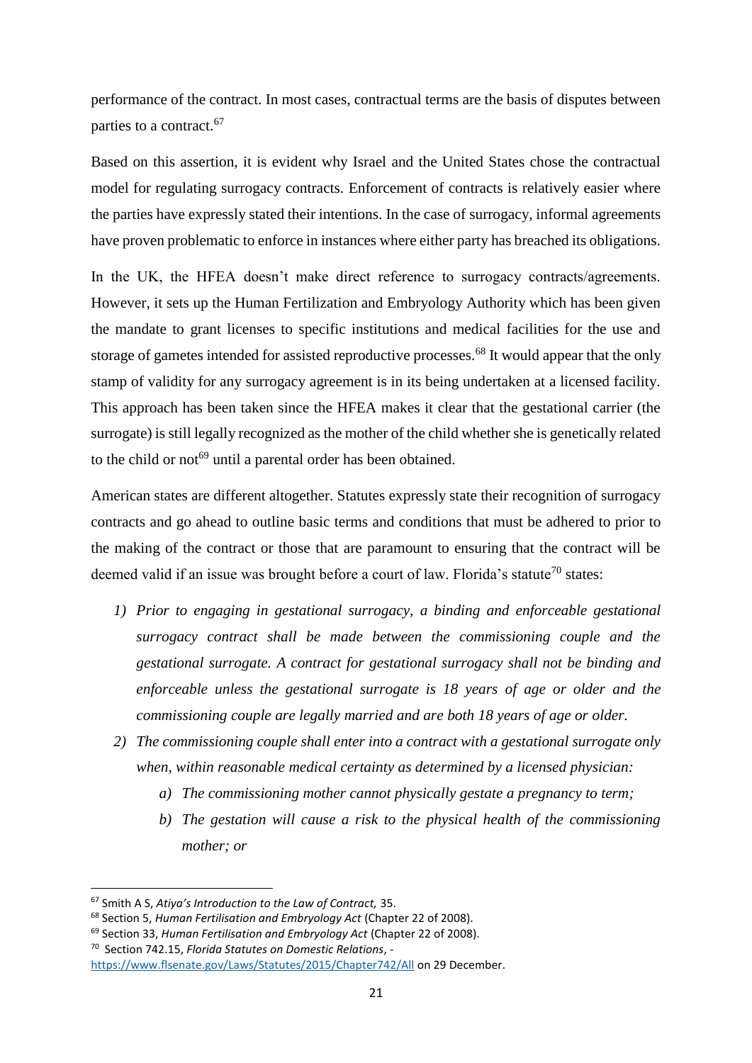performance of the contract. In most cases, contractual terms are the basis of disputes between parties to a contract.[67]

Based on this assertion, it is evident why Israel and the United States chose the contractual model for regulating surrogacy contracts. Enforcement of contracts is relatively easier where the parties have expressly stated their intentions. In the case of surrogacy, informal agreements have proven problematic to enforce in instances where either party has breached its obligations.

In the UK, the HFEA doesn't make direct reference to surrogacy contracts/agreements. However, it sets up the Human Fertilization and Embryology Authority which has been given the mandate to grant licenses to specific institutions and medical facilities for the use and storage of gametes intended for assisted reproductive processes.[68] It would appear that the only stamp of validity for any surrogacy agreement is in its being undertaken at a licensed facility. This approach has been taken since the HFEA makes it clear that the gestational carrier (the surrogate) is still legally recognized as the mother of the child whether she is genetically related to the child or not[69] until a parental order has been obtained.

American states are different altogether. Statutes expressly state their recognition of surrogacy contracts and go ahead to outline basic terms and conditions that must be adhered to prior to the making of the contract or those that are paramount to ensuring that the contract will be deemed valid if an issue was brought before a court of law. Florida's statute[70] states:

1) *Prior to engaging in gestational surrogacy, a binding and enforceable gestational surrogacy contract shall be made between the commissioning couple and the gestational surrogate. A contract for gestational surrogacy shall not be binding and enforceable unless the gestational surrogate is 18 years of age or older and the commissioning couple are legally married and are both 18 years of age or older.*
2) *The commissioning couple shall enter into a contract with a gestational surrogate only when, within reasonable medical certainty as determined by a licensed physician:*
    a) *The commissioning mother cannot physically gestate a pregnancy to term;*
    b) *The gestation will cause a risk to the physical health of the commissioning mother; or*

---

[67] Smith A S, *Atiya's Introduction to the Law of Contract,* 35.

[68] Section 5, *Human Fertilisation and Embryology Act* (Chapter 22 of 2008).

[69] Section 33, *Human Fertilisation and Embryology Act* (Chapter 22 of 2008).

[70] Section 742.15, *Florida Statutes on Domestic Relations*, - https://www.flsenate.gov/Laws/Statutes/2015/Chapter742/All on 29 December.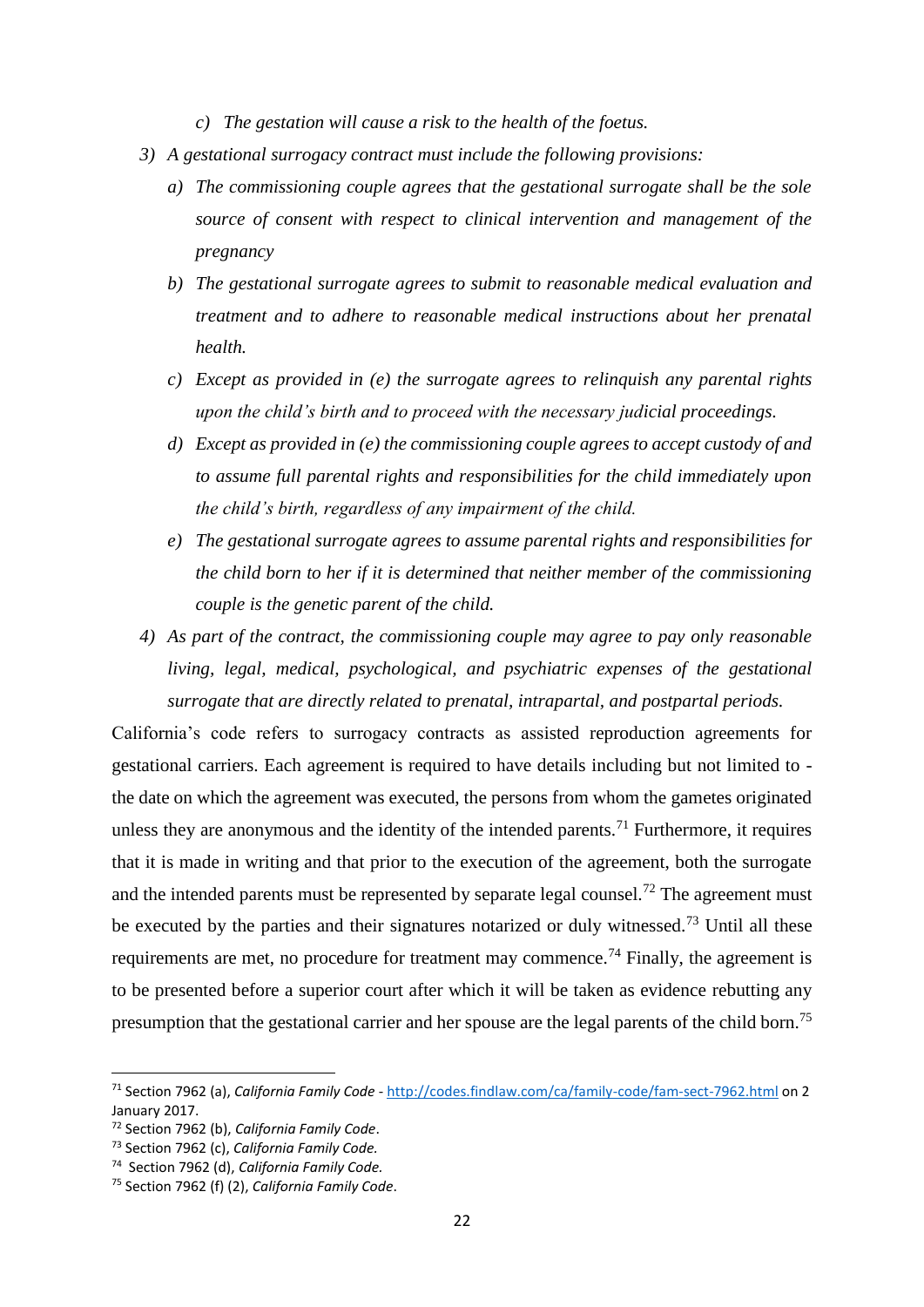*c) The gestation will cause a risk to the health of the foetus.*

*3) A gestational surrogacy contract must include the following provisions:*

*a) The commissioning couple agrees that the gestational surrogate shall be the sole source of consent with respect to clinical intervention and management of the pregnancy*

*b) The gestational surrogate agrees to submit to reasonable medical evaluation and treatment and to adhere to reasonable medical instructions about her prenatal health.*

*c) Except as provided in (e) the surrogate agrees to relinquish any parental rights upon the child's birth and to proceed with the necessary judicial proceedings.*

*d) Except as provided in (e) the commissioning couple agrees to accept custody of and to assume full parental rights and responsibilities for the child immediately upon the child's birth, regardless of any impairment of the child.*

*e) The gestational surrogate agrees to assume parental rights and responsibilities for the child born to her if it is determined that neither member of the commissioning couple is the genetic parent of the child.*

*4) As part of the contract, the commissioning couple may agree to pay only reasonable living, legal, medical, psychological, and psychiatric expenses of the gestational surrogate that are directly related to prenatal, intrapartal, and postpartal periods.*

California's code refers to surrogacy contracts as assisted reproduction agreements for gestational carriers. Each agreement is required to have details including but not limited to - the date on which the agreement was executed, the persons from whom the gametes originated unless they are anonymous and the identity of the intended parents.[71] Furthermore, it requires that it is made in writing and that prior to the execution of the agreement, both the surrogate and the intended parents must be represented by separate legal counsel.[72] The agreement must be executed by the parties and their signatures notarized or duly witnessed.[73] Until all these requirements are met, no procedure for treatment may commence.[74] Finally, the agreement is to be presented before a superior court after which it will be taken as evidence rebutting any presumption that the gestational carrier and her spouse are the legal parents of the child born.[75]

---

[71] Section 7962 (a), *California Family Code* - http://codes.findlaw.com/ca/family-code/fam-sect-7962.html on 2 January 2017.

[72] Section 7962 (b), *California Family Code*.

[73] Section 7962 (c), *California Family Code.*

[74] Section 7962 (d), *California Family Code.*

[75] Section 7962 (f) (2), *California Family Code*.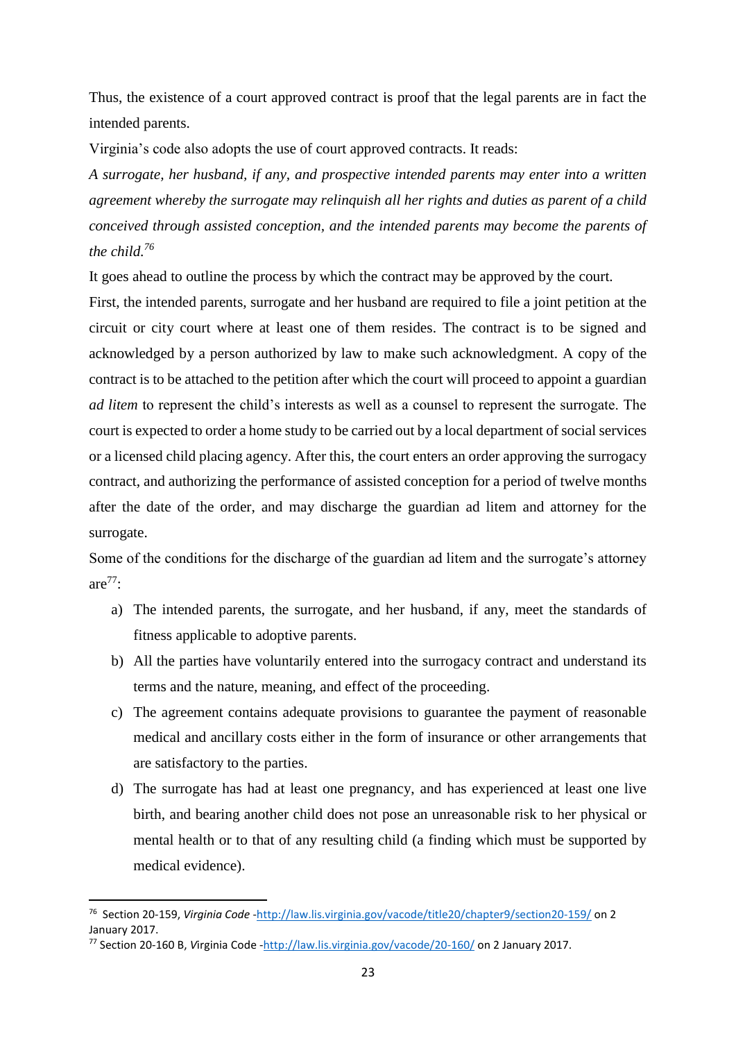Thus, the existence of a court approved contract is proof that the legal parents are in fact the intended parents.

Virginia's code also adopts the use of court approved contracts. It reads:

*A surrogate, her husband, if any, and prospective intended parents may enter into a written agreement whereby the surrogate may relinquish all her rights and duties as parent of a child conceived through assisted conception, and the intended parents may become the parents of the child.*[76]

It goes ahead to outline the process by which the contract may be approved by the court.

First, the intended parents, surrogate and her husband are required to file a joint petition at the circuit or city court where at least one of them resides. The contract is to be signed and acknowledged by a person authorized by law to make such acknowledgment. A copy of the contract is to be attached to the petition after which the court will proceed to appoint a guardian *ad litem* to represent the child's interests as well as a counsel to represent the surrogate. The court is expected to order a home study to be carried out by a local department of social services or a licensed child placing agency. After this, the court enters an order approving the surrogacy contract, and authorizing the performance of assisted conception for a period of twelve months after the date of the order, and may discharge the guardian ad litem and attorney for the surrogate.

Some of the conditions for the discharge of the guardian ad litem and the surrogate's attorney are[77]:

a) The intended parents, the surrogate, and her husband, if any, meet the standards of fitness applicable to adoptive parents.
b) All the parties have voluntarily entered into the surrogacy contract and understand its terms and the nature, meaning, and effect of the proceeding.
c) The agreement contains adequate provisions to guarantee the payment of reasonable medical and ancillary costs either in the form of insurance or other arrangements that are satisfactory to the parties.
d) The surrogate has had at least one pregnancy, and has experienced at least one live birth, and bearing another child does not pose an unreasonable risk to her physical or mental health or to that of any resulting child (a finding which must be supported by medical evidence).

---

[76] Section 20-159, *Virginia Code* -http://law.lis.virginia.gov/vacode/title20/chapter9/section20-159/ on 2 January 2017.

[77] Section 20-160 B, *V*irginia Code -http://law.lis.virginia.gov/vacode/20-160/ on 2 January 2017.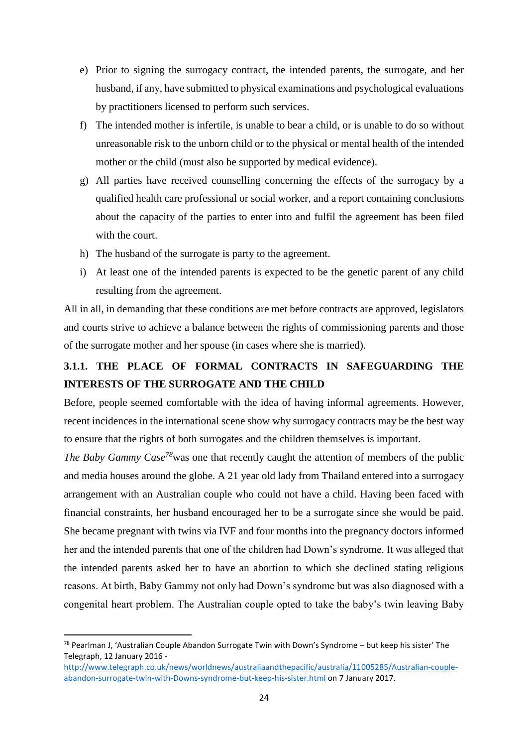e) Prior to signing the surrogacy contract, the intended parents, the surrogate, and her husband, if any, have submitted to physical examinations and psychological evaluations by practitioners licensed to perform such services.

f) The intended mother is infertile, is unable to bear a child, or is unable to do so without unreasonable risk to the unborn child or to the physical or mental health of the intended mother or the child (must also be supported by medical evidence).

g) All parties have received counselling concerning the effects of the surrogacy by a qualified health care professional or social worker, and a report containing conclusions about the capacity of the parties to enter into and fulfil the agreement has been filed with the court.

h) The husband of the surrogate is party to the agreement.

i) At least one of the intended parents is expected to be the genetic parent of any child resulting from the agreement.

All in all, in demanding that these conditions are met before contracts are approved, legislators and courts strive to achieve a balance between the rights of commissioning parents and those of the surrogate mother and her spouse (in cases where she is married).

### 3.1.1. THE PLACE OF FORMAL CONTRACTS IN SAFEGUARDING THE INTERESTS OF THE SURROGATE AND THE CHILD

Before, people seemed comfortable with the idea of having informal agreements. However, recent incidences in the international scene show why surrogacy contracts may be the best way to ensure that the rights of both surrogates and the children themselves is important.

*The Baby Gammy Case*[78]was one that recently caught the attention of members of the public and media houses around the globe. A 21 year old lady from Thailand entered into a surrogacy arrangement with an Australian couple who could not have a child. Having been faced with financial constraints, her husband encouraged her to be a surrogate since she would be paid. She became pregnant with twins via IVF and four months into the pregnancy doctors informed her and the intended parents that one of the children had Down's syndrome. It was alleged that the intended parents asked her to have an abortion to which she declined stating religious reasons. At birth, Baby Gammy not only had Down's syndrome but was also diagnosed with a congenital heart problem. The Australian couple opted to take the baby's twin leaving Baby

---

[78] Pearlman J, 'Australian Couple Abandon Surrogate Twin with Down's Syndrome – but keep his sister' The Telegraph, 12 January 2016 - http://www.telegraph.co.uk/news/worldnews/australiaandthepacific/australia/11005285/Australian-couple-abandon-surrogate-twin-with-Downs-syndrome-but-keep-his-sister.html on 7 January 2017.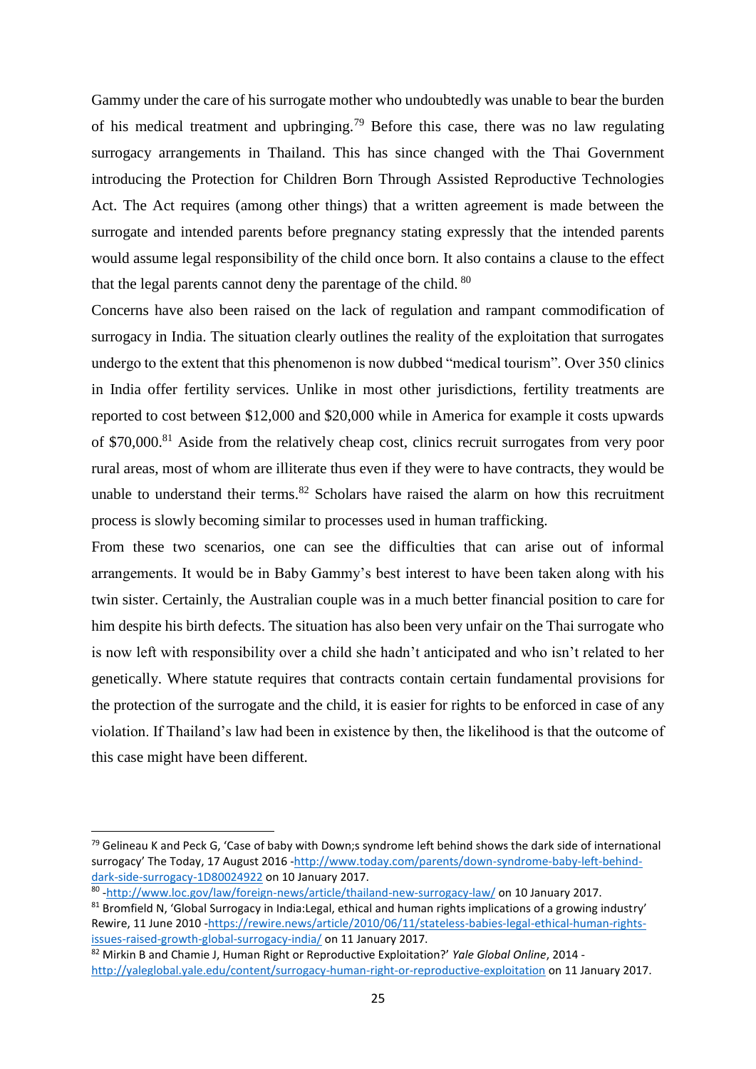Gammy under the care of his surrogate mother who undoubtedly was unable to bear the burden of his medical treatment and upbringing.[79] Before this case, there was no law regulating surrogacy arrangements in Thailand. This has since changed with the Thai Government introducing the Protection for Children Born Through Assisted Reproductive Technologies Act. The Act requires (among other things) that a written agreement is made between the surrogate and intended parents before pregnancy stating expressly that the intended parents would assume legal responsibility of the child once born. It also contains a clause to the effect that the legal parents cannot deny the parentage of the child. [80]

Concerns have also been raised on the lack of regulation and rampant commodification of surrogacy in India. The situation clearly outlines the reality of the exploitation that surrogates undergo to the extent that this phenomenon is now dubbed "medical tourism". Over 350 clinics in India offer fertility services. Unlike in most other jurisdictions, fertility treatments are reported to cost between $12,000 and $20,000 while in America for example it costs upwards of $70,000.[81] Aside from the relatively cheap cost, clinics recruit surrogates from very poor rural areas, most of whom are illiterate thus even if they were to have contracts, they would be unable to understand their terms.[82] Scholars have raised the alarm on how this recruitment process is slowly becoming similar to processes used in human trafficking.

From these two scenarios, one can see the difficulties that can arise out of informal arrangements. It would be in Baby Gammy's best interest to have been taken along with his twin sister. Certainly, the Australian couple was in a much better financial position to care for him despite his birth defects. The situation has also been very unfair on the Thai surrogate who is now left with responsibility over a child she hadn't anticipated and who isn't related to her genetically. Where statute requires that contracts contain certain fundamental provisions for the protection of the surrogate and the child, it is easier for rights to be enforced in case of any violation. If Thailand's law had been in existence by then, the likelihood is that the outcome of this case might have been different.

---

[79] Gelineau K and Peck G, 'Case of baby with Down;s syndrome left behind shows the dark side of international surrogacy' The Today, 17 August 2016 -http://www.today.com/parents/down-syndrome-baby-left-behind-dark-side-surrogacy-1D80024922 on 10 January 2017.

[80] -http://www.loc.gov/law/foreign-news/article/thailand-new-surrogacy-law/ on 10 January 2017.

[81] Bromfield N, 'Global Surrogacy in India:Legal, ethical and human rights implications of a growing industry' Rewire, 11 June 2010 -https://rewire.news/article/2010/06/11/stateless-babies-legal-ethical-human-rights-issues-raised-growth-global-surrogacy-india/ on 11 January 2017.

[82] Mirkin B and Chamie J, Human Right or Reproductive Exploitation?' *Yale Global Online*, 2014 -http://yaleglobal.yale.edu/content/surrogacy-human-right-or-reproductive-exploitation on 11 January 2017.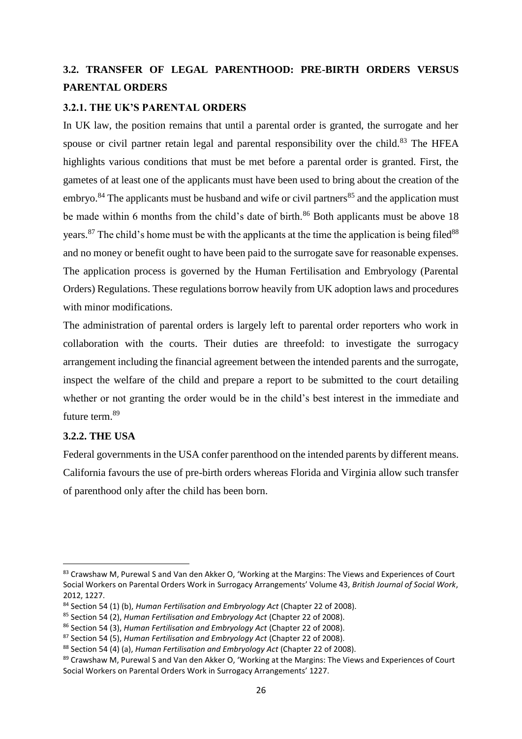## 3.2. TRANSFER OF LEGAL PARENTHOOD: PRE-BIRTH ORDERS VERSUS PARENTAL ORDERS

### 3.2.1. THE UK'S PARENTAL ORDERS

In UK law, the position remains that until a parental order is granted, the surrogate and her spouse or civil partner retain legal and parental responsibility over the child.[83] The HFEA highlights various conditions that must be met before a parental order is granted. First, the gametes of at least one of the applicants must have been used to bring about the creation of the embryo.[84] The applicants must be husband and wife or civil partners[85] and the application must be made within 6 months from the child's date of birth.[86] Both applicants must be above 18 years.[87] The child's home must be with the applicants at the time the application is being filed[88] and no money or benefit ought to have been paid to the surrogate save for reasonable expenses. The application process is governed by the Human Fertilisation and Embryology (Parental Orders) Regulations. These regulations borrow heavily from UK adoption laws and procedures with minor modifications.

The administration of parental orders is largely left to parental order reporters who work in collaboration with the courts. Their duties are threefold: to investigate the surrogacy arrangement including the financial agreement between the intended parents and the surrogate, inspect the welfare of the child and prepare a report to be submitted to the court detailing whether or not granting the order would be in the child's best interest in the immediate and future term.[89]

### 3.2.2. THE USA

Federal governments in the USA confer parenthood on the intended parents by different means. California favours the use of pre-birth orders whereas Florida and Virginia allow such transfer of parenthood only after the child has been born.

---

[83] Crawshaw M, Purewal S and Van den Akker O, 'Working at the Margins: The Views and Experiences of Court Social Workers on Parental Orders Work in Surrogacy Arrangements' Volume 43, *British Journal of Social Work*, 2012, 1227.

[84] Section 54 (1) (b), *Human Fertilisation and Embryology Act* (Chapter 22 of 2008).

[85] Section 54 (2), *Human Fertilisation and Embryology Act* (Chapter 22 of 2008).

[86] Section 54 (3), *Human Fertilisation and Embryology Act* (Chapter 22 of 2008).

[87] Section 54 (5), *Human Fertilisation and Embryology Act* (Chapter 22 of 2008).

[88] Section 54 (4) (a), *Human Fertilisation and Embryology Act* (Chapter 22 of 2008).

[89] Crawshaw M, Purewal S and Van den Akker O, 'Working at the Margins: The Views and Experiences of Court Social Workers on Parental Orders Work in Surrogacy Arrangements' 1227.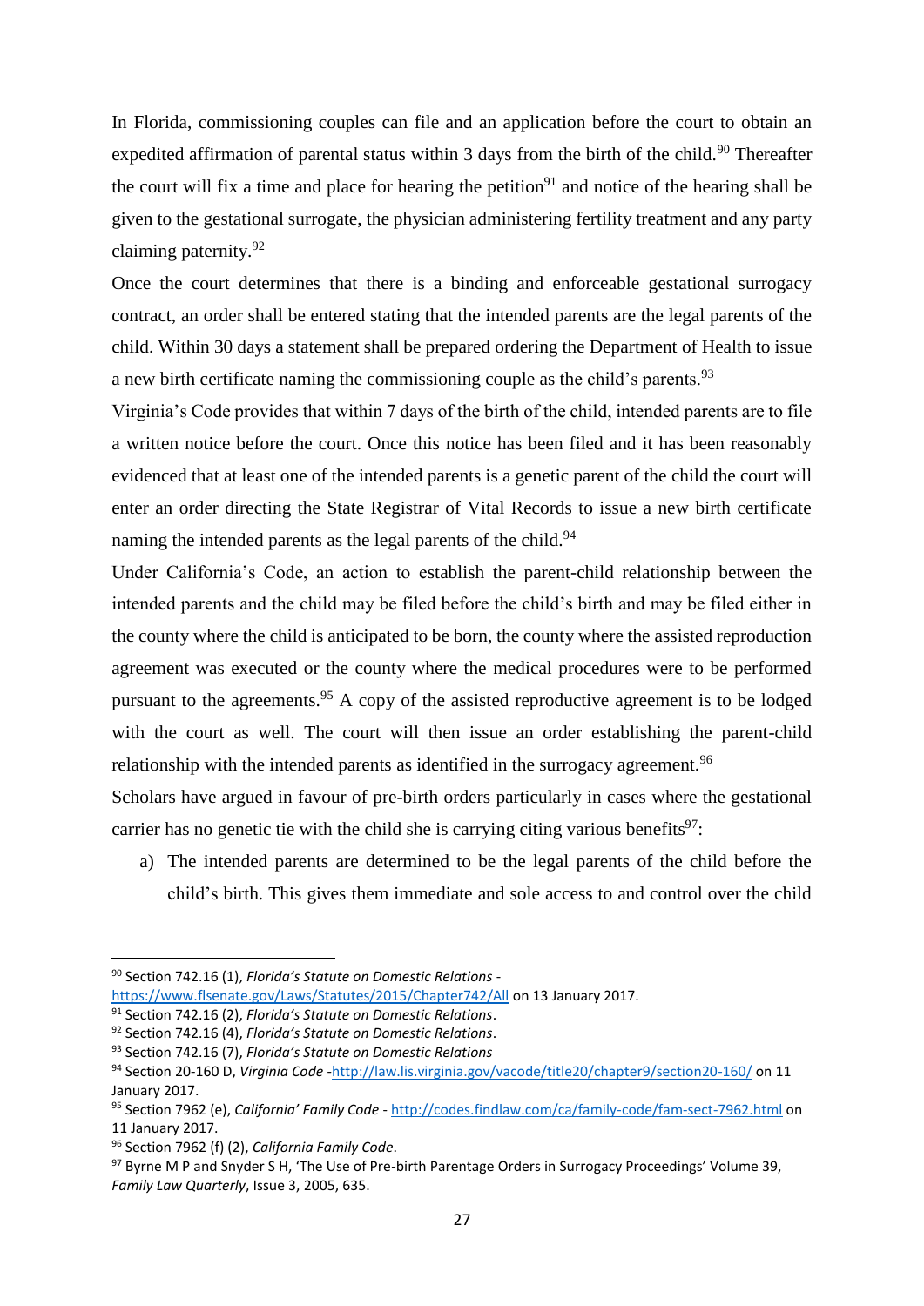In Florida, commissioning couples can file and an application before the court to obtain an expedited affirmation of parental status within 3 days from the birth of the child.[90] Thereafter the court will fix a time and place for hearing the petition[91] and notice of the hearing shall be given to the gestational surrogate, the physician administering fertility treatment and any party claiming paternity.[92]

Once the court determines that there is a binding and enforceable gestational surrogacy contract, an order shall be entered stating that the intended parents are the legal parents of the child. Within 30 days a statement shall be prepared ordering the Department of Health to issue a new birth certificate naming the commissioning couple as the child's parents.[93]

Virginia's Code provides that within 7 days of the birth of the child, intended parents are to file a written notice before the court. Once this notice has been filed and it has been reasonably evidenced that at least one of the intended parents is a genetic parent of the child the court will enter an order directing the State Registrar of Vital Records to issue a new birth certificate naming the intended parents as the legal parents of the child.[94]

Under California's Code, an action to establish the parent-child relationship between the intended parents and the child may be filed before the child's birth and may be filed either in the county where the child is anticipated to be born, the county where the assisted reproduction agreement was executed or the county where the medical procedures were to be performed pursuant to the agreements.[95] A copy of the assisted reproductive agreement is to be lodged with the court as well. The court will then issue an order establishing the parent-child relationship with the intended parents as identified in the surrogacy agreement.[96]

Scholars have argued in favour of pre-birth orders particularly in cases where the gestational carrier has no genetic tie with the child she is carrying citing various benefits[97]:

a) The intended parents are determined to be the legal parents of the child before the child's birth. This gives them immediate and sole access to and control over the child

---

[90] Section 742.16 (1), *Florida's Statute on Domestic Relations* - https://www.flsenate.gov/Laws/Statutes/2015/Chapter742/All on 13 January 2017.

[91] Section 742.16 (2), *Florida's Statute on Domestic Relations*.

[92] Section 742.16 (4), *Florida's Statute on Domestic Relations*.

[93] Section 742.16 (7), *Florida's Statute on Domestic Relations*

[94] Section 20-160 D, *Virginia Code* -http://law.lis.virginia.gov/vacode/title20/chapter9/section20-160/ on 11 January 2017.

[95] Section 7962 (e), *California' Family Code* - http://codes.findlaw.com/ca/family-code/fam-sect-7962.html on 11 January 2017.

[96] Section 7962 (f) (2), *California Family Code*.

[97] Byrne M P and Snyder S H, 'The Use of Pre-birth Parentage Orders in Surrogacy Proceedings' Volume 39, *Family Law Quarterly*, Issue 3, 2005, 635.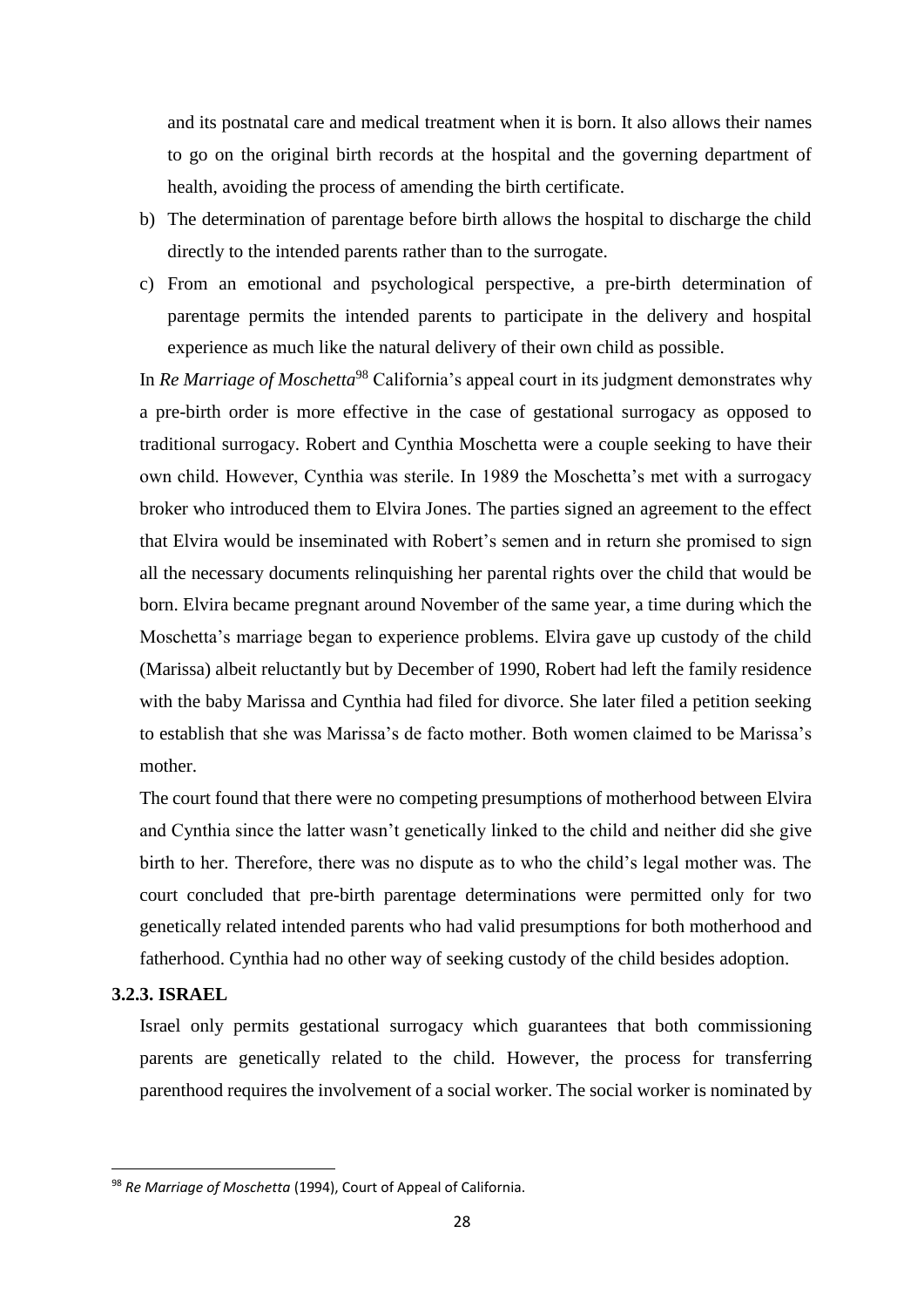and its postnatal care and medical treatment when it is born. It also allows their names to go on the original birth records at the hospital and the governing department of health, avoiding the process of amending the birth certificate.

b) The determination of parentage before birth allows the hospital to discharge the child directly to the intended parents rather than to the surrogate.

c) From an emotional and psychological perspective, a pre-birth determination of parentage permits the intended parents to participate in the delivery and hospital experience as much like the natural delivery of their own child as possible.

In *Re Marriage of Moschetta*[98] California's appeal court in its judgment demonstrates why a pre-birth order is more effective in the case of gestational surrogacy as opposed to traditional surrogacy. Robert and Cynthia Moschetta were a couple seeking to have their own child. However, Cynthia was sterile. In 1989 the Moschetta's met with a surrogacy broker who introduced them to Elvira Jones. The parties signed an agreement to the effect that Elvira would be inseminated with Robert's semen and in return she promised to sign all the necessary documents relinquishing her parental rights over the child that would be born. Elvira became pregnant around November of the same year, a time during which the Moschetta's marriage began to experience problems. Elvira gave up custody of the child (Marissa) albeit reluctantly but by December of 1990, Robert had left the family residence with the baby Marissa and Cynthia had filed for divorce. She later filed a petition seeking to establish that she was Marissa's de facto mother. Both women claimed to be Marissa's mother.

The court found that there were no competing presumptions of motherhood between Elvira and Cynthia since the latter wasn't genetically linked to the child and neither did she give birth to her. Therefore, there was no dispute as to who the child's legal mother was. The court concluded that pre-birth parentage determinations were permitted only for two genetically related intended parents who had valid presumptions for both motherhood and fatherhood. Cynthia had no other way of seeking custody of the child besides adoption.

### 3.2.3. ISRAEL

Israel only permits gestational surrogacy which guarantees that both commissioning parents are genetically related to the child. However, the process for transferring parenthood requires the involvement of a social worker. The social worker is nominated by

---

[98] *Re Marriage of Moschetta* (1994), Court of Appeal of California.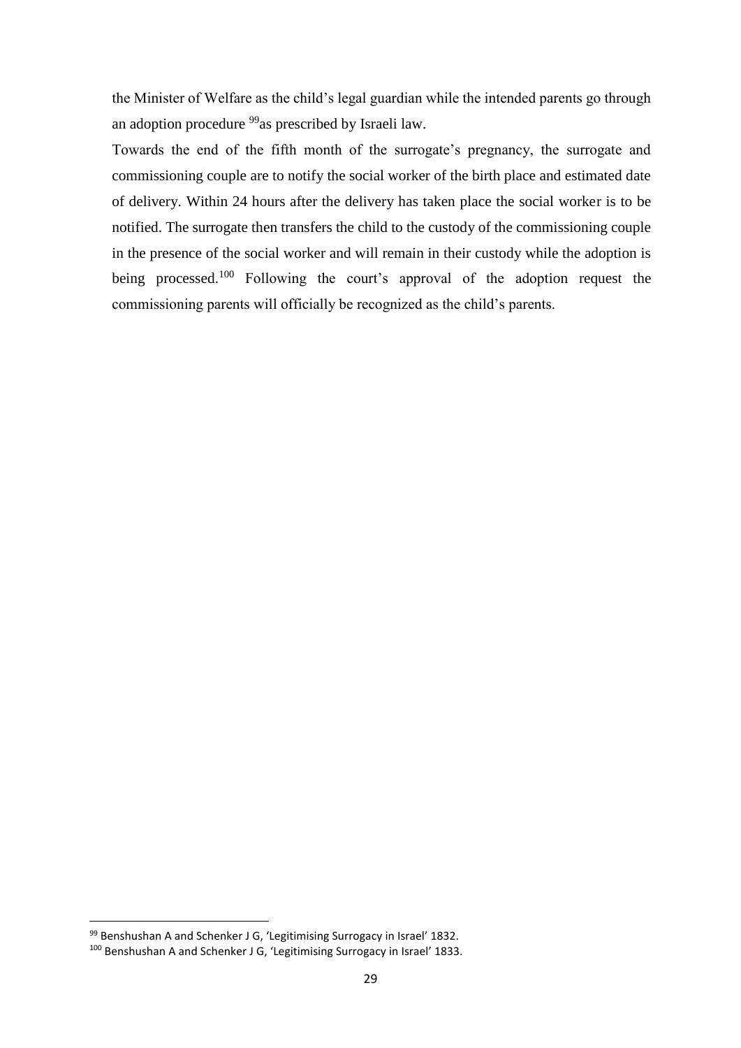the Minister of Welfare as the child's legal guardian while the intended parents go through an adoption procedure [99]as prescribed by Israeli law.

Towards the end of the fifth month of the surrogate's pregnancy, the surrogate and commissioning couple are to notify the social worker of the birth place and estimated date of delivery. Within 24 hours after the delivery has taken place the social worker is to be notified. The surrogate then transfers the child to the custody of the commissioning couple in the presence of the social worker and will remain in their custody while the adoption is being processed.[100] Following the court's approval of the adoption request the commissioning parents will officially be recognized as the child's parents.

---

[99] Benshushan A and Schenker J G, 'Legitimising Surrogacy in Israel' 1832.

[100] Benshushan A and Schenker J G, 'Legitimising Surrogacy in Israel' 1833.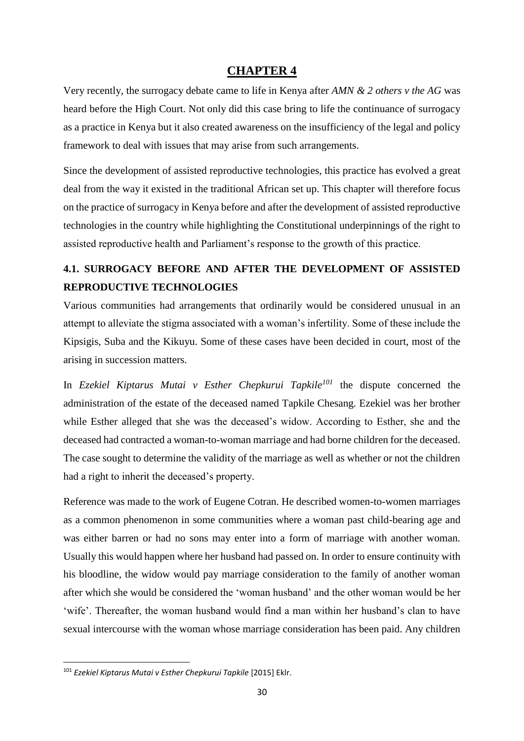# CHAPTER 4

Very recently, the surrogacy debate came to life in Kenya after *AMN & 2 others v the AG* was heard before the High Court. Not only did this case bring to life the continuance of surrogacy as a practice in Kenya but it also created awareness on the insufficiency of the legal and policy framework to deal with issues that may arise from such arrangements.

Since the development of assisted reproductive technologies, this practice has evolved a great deal from the way it existed in the traditional African set up. This chapter will therefore focus on the practice of surrogacy in Kenya before and after the development of assisted reproductive technologies in the country while highlighting the Constitutional underpinnings of the right to assisted reproductive health and Parliament's response to the growth of this practice.

## 4.1. SURROGACY BEFORE AND AFTER THE DEVELOPMENT OF ASSISTED REPRODUCTIVE TECHNOLOGIES

Various communities had arrangements that ordinarily would be considered unusual in an attempt to alleviate the stigma associated with a woman's infertility. Some of these include the Kipsigis, Suba and the Kikuyu. Some of these cases have been decided in court, most of the arising in succession matters.

In *Ezekiel Kiptarus Mutai v Esther Chepkurui Tapkile*[101] the dispute concerned the administration of the estate of the deceased named Tapkile Chesang. Ezekiel was her brother while Esther alleged that she was the deceased's widow. According to Esther, she and the deceased had contracted a woman-to-woman marriage and had borne children for the deceased. The case sought to determine the validity of the marriage as well as whether or not the children had a right to inherit the deceased's property.

Reference was made to the work of Eugene Cotran. He described women-to-women marriages as a common phenomenon in some communities where a woman past child-bearing age and was either barren or had no sons may enter into a form of marriage with another woman. Usually this would happen where her husband had passed on. In order to ensure continuity with his bloodline, the widow would pay marriage consideration to the family of another woman after which she would be considered the 'woman husband' and the other woman would be her 'wife'. Thereafter, the woman husband would find a man within her husband's clan to have sexual intercourse with the woman whose marriage consideration has been paid. Any children

---

[101] *Ezekiel Kiptarus Mutai v Esther Chepkurui Tapkile* [2015] Eklr.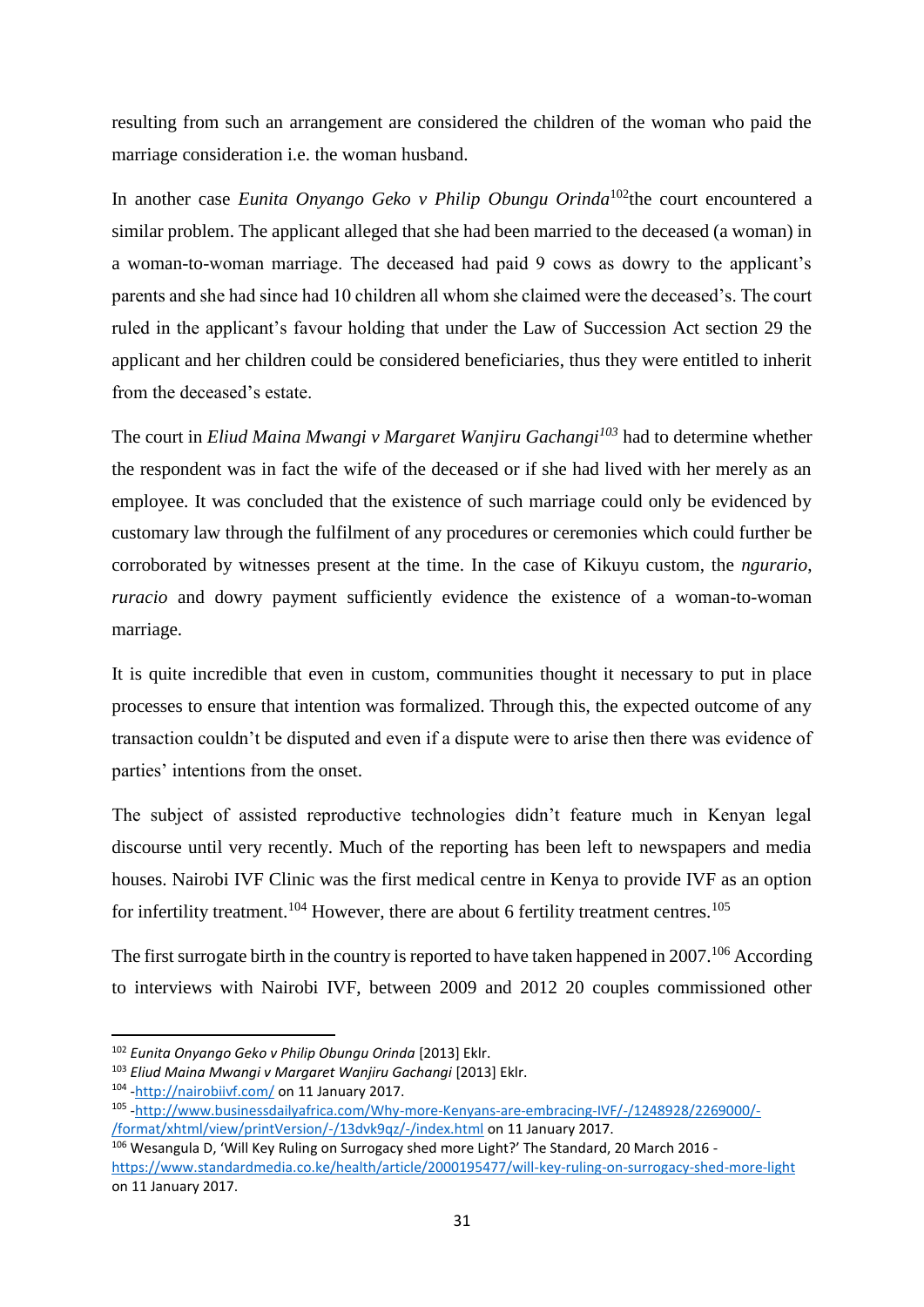resulting from such an arrangement are considered the children of the woman who paid the marriage consideration i.e. the woman husband.

In another case *Eunita Onyango Geko v Philip Obungu Orinda*[102]the court encountered a similar problem. The applicant alleged that she had been married to the deceased (a woman) in a woman-to-woman marriage. The deceased had paid 9 cows as dowry to the applicant's parents and she had since had 10 children all whom she claimed were the deceased's. The court ruled in the applicant's favour holding that under the Law of Succession Act section 29 the applicant and her children could be considered beneficiaries, thus they were entitled to inherit from the deceased's estate.

The court in *Eliud Maina Mwangi v Margaret Wanjiru Gachangi*[103] had to determine whether the respondent was in fact the wife of the deceased or if she had lived with her merely as an employee. It was concluded that the existence of such marriage could only be evidenced by customary law through the fulfilment of any procedures or ceremonies which could further be corroborated by witnesses present at the time. In the case of Kikuyu custom, the *ngurario*, *ruracio* and dowry payment sufficiently evidence the existence of a woman-to-woman marriage.

It is quite incredible that even in custom, communities thought it necessary to put in place processes to ensure that intention was formalized. Through this, the expected outcome of any transaction couldn't be disputed and even if a dispute were to arise then there was evidence of parties' intentions from the onset.

The subject of assisted reproductive technologies didn't feature much in Kenyan legal discourse until very recently. Much of the reporting has been left to newspapers and media houses. Nairobi IVF Clinic was the first medical centre in Kenya to provide IVF as an option for infertility treatment.[104] However, there are about 6 fertility treatment centres.[105]

The first surrogate birth in the country is reported to have taken happened in 2007.[106] According to interviews with Nairobi IVF, between 2009 and 2012 20 couples commissioned other

---

[102] *Eunita Onyango Geko v Philip Obungu Orinda* [2013] Eklr.

[103] *Eliud Maina Mwangi v Margaret Wanjiru Gachangi* [2013] Eklr.

[104] -http://nairobiivf.com/ on 11 January 2017.

[105] -http://www.businessdailyafrica.com/Why-more-Kenyans-are-embracing-IVF/-/1248928/2269000/-/format/xhtml/view/printVersion/-/13dvk9qz/-/index.html on 11 January 2017.

[106] Wesangula D, 'Will Key Ruling on Surrogacy shed more Light?' The Standard, 20 March 2016 - https://www.standardmedia.co.ke/health/article/2000195477/will-key-ruling-on-surrogacy-shed-more-light on 11 January 2017.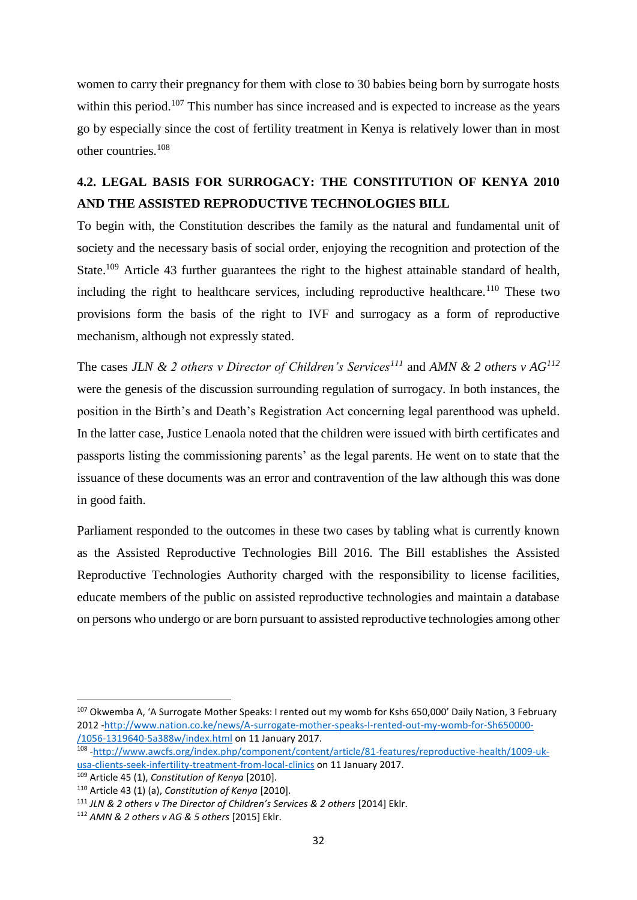women to carry their pregnancy for them with close to 30 babies being born by surrogate hosts within this period.[107] This number has since increased and is expected to increase as the years go by especially since the cost of fertility treatment in Kenya is relatively lower than in most other countries.[108]

## 4.2. LEGAL BASIS FOR SURROGACY: THE CONSTITUTION OF KENYA 2010 AND THE ASSISTED REPRODUCTIVE TECHNOLOGIES BILL

To begin with, the Constitution describes the family as the natural and fundamental unit of society and the necessary basis of social order, enjoying the recognition and protection of the State.[109] Article 43 further guarantees the right to the highest attainable standard of health, including the right to healthcare services, including reproductive healthcare.[110] These two provisions form the basis of the right to IVF and surrogacy as a form of reproductive mechanism, although not expressly stated.

The cases *JLN & 2 others v Director of Children's Services*[111] and *AMN & 2 others v AG*[112] were the genesis of the discussion surrounding regulation of surrogacy. In both instances, the position in the Birth's and Death's Registration Act concerning legal parenthood was upheld. In the latter case, Justice Lenaola noted that the children were issued with birth certificates and passports listing the commissioning parents' as the legal parents. He went on to state that the issuance of these documents was an error and contravention of the law although this was done in good faith.

Parliament responded to the outcomes in these two cases by tabling what is currently known as the Assisted Reproductive Technologies Bill 2016. The Bill establishes the Assisted Reproductive Technologies Authority charged with the responsibility to license facilities, educate members of the public on assisted reproductive technologies and maintain a database on persons who undergo or are born pursuant to assisted reproductive technologies among other

---

[107] Okwemba A, 'A Surrogate Mother Speaks: I rented out my womb for Kshs 650,000' Daily Nation, 3 February 2012 -http://www.nation.co.ke/news/A-surrogate-mother-speaks-I-rented-out-my-womb-for-Sh650000-/1056-1319640-5a388w/index.html on 11 January 2017.

[108] -http://www.awcfs.org/index.php/component/content/article/81-features/reproductive-health/1009-uk-usa-clients-seek-infertility-treatment-from-local-clinics on 11 January 2017.

[109] Article 45 (1), *Constitution of Kenya* [2010].

[110] Article 43 (1) (a), *Constitution of Kenya* [2010].

[111] *JLN & 2 others v The Director of Children's Services & 2 others* [2014] Eklr.

[112] *AMN & 2 others v AG & 5 others* [2015] Eklr.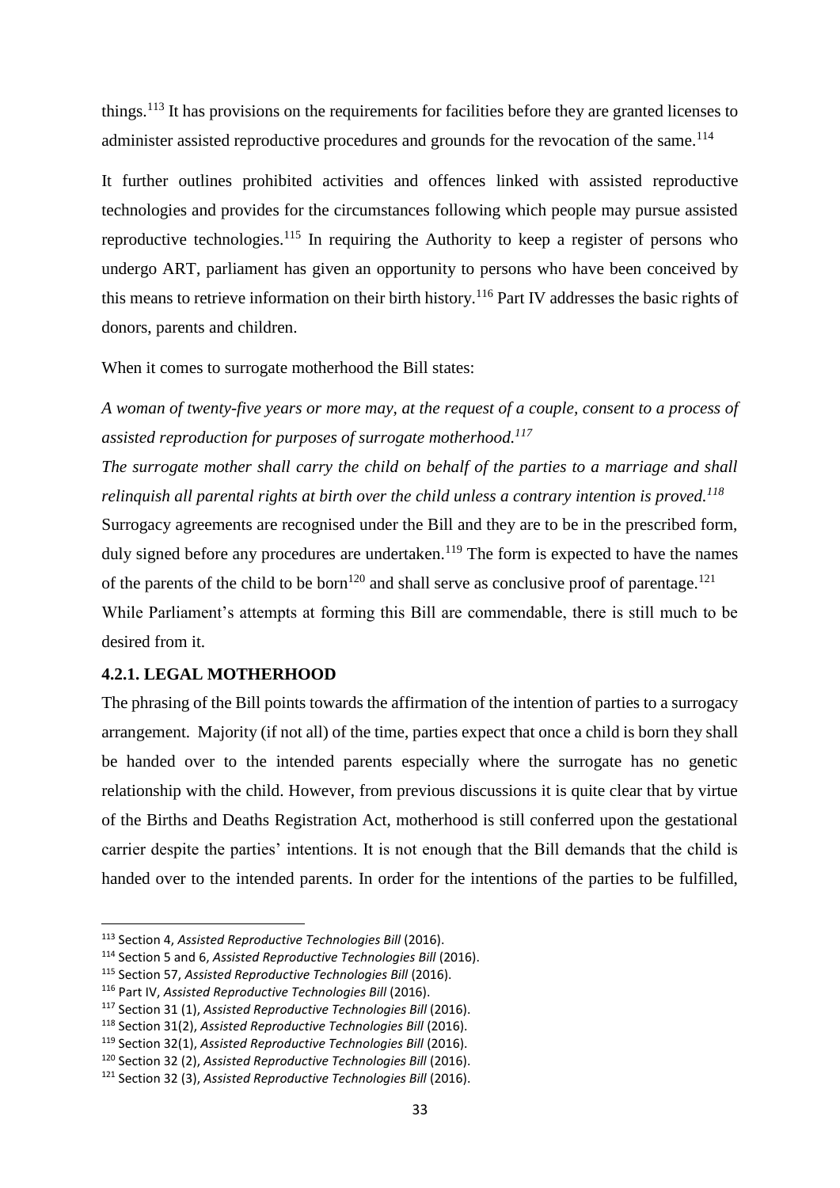things.[113] It has provisions on the requirements for facilities before they are granted licenses to administer assisted reproductive procedures and grounds for the revocation of the same.[114]

It further outlines prohibited activities and offences linked with assisted reproductive technologies and provides for the circumstances following which people may pursue assisted reproductive technologies.[115] In requiring the Authority to keep a register of persons who undergo ART, parliament has given an opportunity to persons who have been conceived by this means to retrieve information on their birth history.[116] Part IV addresses the basic rights of donors, parents and children.

When it comes to surrogate motherhood the Bill states:

*A woman of twenty-five years or more may, at the request of a couple, consent to a process of assisted reproduction for purposes of surrogate motherhood.*[117]

*The surrogate mother shall carry the child on behalf of the parties to a marriage and shall relinquish all parental rights at birth over the child unless a contrary intention is proved.*[118]

Surrogacy agreements are recognised under the Bill and they are to be in the prescribed form, duly signed before any procedures are undertaken.[119] The form is expected to have the names of the parents of the child to be born[120] and shall serve as conclusive proof of parentage.[121]

While Parliament's attempts at forming this Bill are commendable, there is still much to be desired from it.

### 4.2.1. LEGAL MOTHERHOOD

The phrasing of the Bill points towards the affirmation of the intention of parties to a surrogacy arrangement. Majority (if not all) of the time, parties expect that once a child is born they shall be handed over to the intended parents especially where the surrogate has no genetic relationship with the child. However, from previous discussions it is quite clear that by virtue of the Births and Deaths Registration Act, motherhood is still conferred upon the gestational carrier despite the parties' intentions. It is not enough that the Bill demands that the child is handed over to the intended parents. In order for the intentions of the parties to be fulfilled,

---

[113] Section 4, *Assisted Reproductive Technologies Bill* (2016).

[114] Section 5 and 6, *Assisted Reproductive Technologies Bill* (2016).

[115] Section 57, *Assisted Reproductive Technologies Bill* (2016).

[116] Part IV, *Assisted Reproductive Technologies Bill* (2016).

[117] Section 31 (1), *Assisted Reproductive Technologies Bill* (2016).

[118] Section 31(2), *Assisted Reproductive Technologies Bill* (2016).

[119] Section 32(1), *Assisted Reproductive Technologies Bill* (2016).

[120] Section 32 (2), *Assisted Reproductive Technologies Bill* (2016).

[121] Section 32 (3), *Assisted Reproductive Technologies Bill* (2016).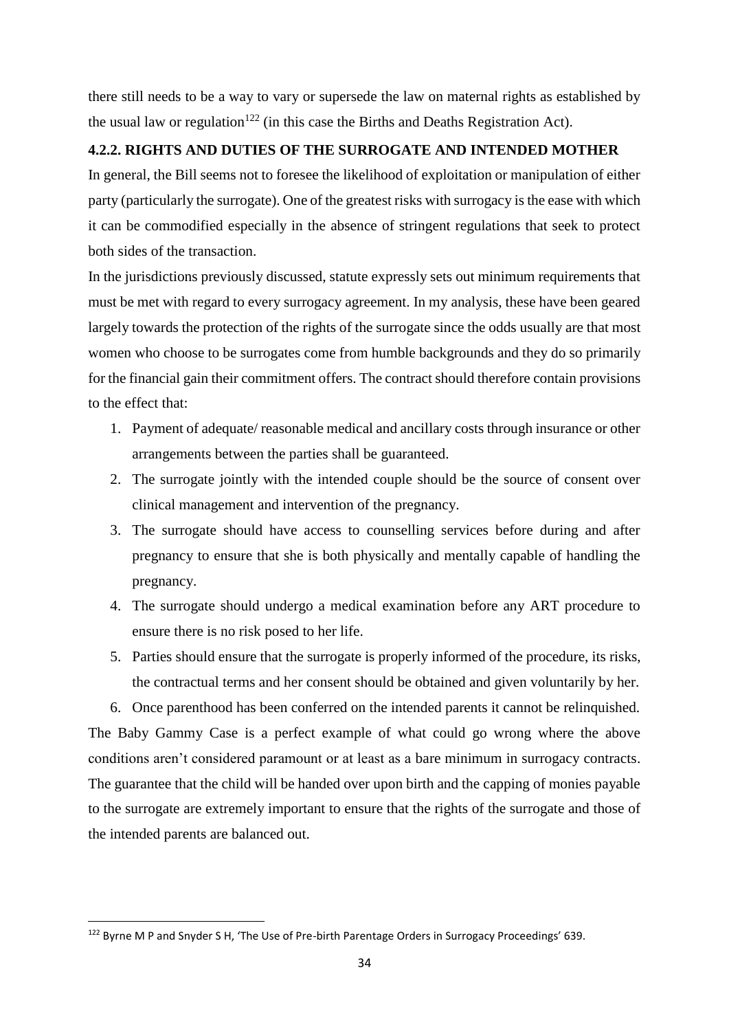there still needs to be a way to vary or supersede the law on maternal rights as established by the usual law or regulation[122] (in this case the Births and Deaths Registration Act).

### 4.2.2. RIGHTS AND DUTIES OF THE SURROGATE AND INTENDED MOTHER

In general, the Bill seems not to foresee the likelihood of exploitation or manipulation of either party (particularly the surrogate). One of the greatest risks with surrogacy is the ease with which it can be commodified especially in the absence of stringent regulations that seek to protect both sides of the transaction.

In the jurisdictions previously discussed, statute expressly sets out minimum requirements that must be met with regard to every surrogacy agreement. In my analysis, these have been geared largely towards the protection of the rights of the surrogate since the odds usually are that most women who choose to be surrogates come from humble backgrounds and they do so primarily for the financial gain their commitment offers. The contract should therefore contain provisions to the effect that:

1. Payment of adequate/ reasonable medical and ancillary costs through insurance or other arrangements between the parties shall be guaranteed.
2. The surrogate jointly with the intended couple should be the source of consent over clinical management and intervention of the pregnancy.
3. The surrogate should have access to counselling services before during and after pregnancy to ensure that she is both physically and mentally capable of handling the pregnancy.
4. The surrogate should undergo a medical examination before any ART procedure to ensure there is no risk posed to her life.
5. Parties should ensure that the surrogate is properly informed of the procedure, its risks, the contractual terms and her consent should be obtained and given voluntarily by her.
6. Once parenthood has been conferred on the intended parents it cannot be relinquished.

The Baby Gammy Case is a perfect example of what could go wrong where the above conditions aren't considered paramount or at least as a bare minimum in surrogacy contracts. The guarantee that the child will be handed over upon birth and the capping of monies payable to the surrogate are extremely important to ensure that the rights of the surrogate and those of the intended parents are balanced out.

---

[122] Byrne M P and Snyder S H, 'The Use of Pre-birth Parentage Orders in Surrogacy Proceedings' 639.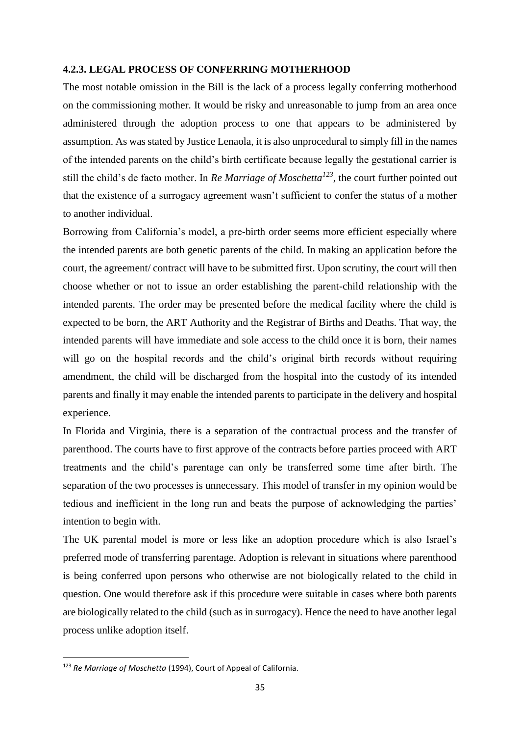### 4.2.3. LEGAL PROCESS OF CONFERRING MOTHERHOOD

The most notable omission in the Bill is the lack of a process legally conferring motherhood on the commissioning mother. It would be risky and unreasonable to jump from an area once administered through the adoption process to one that appears to be administered by assumption. As was stated by Justice Lenaola, it is also unprocedural to simply fill in the names of the intended parents on the child's birth certificate because legally the gestational carrier is still the child's de facto mother. In *Re Marriage of Moschetta*[123], the court further pointed out that the existence of a surrogacy agreement wasn't sufficient to confer the status of a mother to another individual.

Borrowing from California's model, a pre-birth order seems more efficient especially where the intended parents are both genetic parents of the child. In making an application before the court, the agreement/ contract will have to be submitted first. Upon scrutiny, the court will then choose whether or not to issue an order establishing the parent-child relationship with the intended parents. The order may be presented before the medical facility where the child is expected to be born, the ART Authority and the Registrar of Births and Deaths. That way, the intended parents will have immediate and sole access to the child once it is born, their names will go on the hospital records and the child's original birth records without requiring amendment, the child will be discharged from the hospital into the custody of its intended parents and finally it may enable the intended parents to participate in the delivery and hospital experience.

In Florida and Virginia, there is a separation of the contractual process and the transfer of parenthood. The courts have to first approve of the contracts before parties proceed with ART treatments and the child's parentage can only be transferred some time after birth. The separation of the two processes is unnecessary. This model of transfer in my opinion would be tedious and inefficient in the long run and beats the purpose of acknowledging the parties' intention to begin with.

The UK parental model is more or less like an adoption procedure which is also Israel's preferred mode of transferring parentage. Adoption is relevant in situations where parenthood is being conferred upon persons who otherwise are not biologically related to the child in question. One would therefore ask if this procedure were suitable in cases where both parents are biologically related to the child (such as in surrogacy). Hence the need to have another legal process unlike adoption itself.

---

[123] *Re Marriage of Moschetta* (1994), Court of Appeal of California.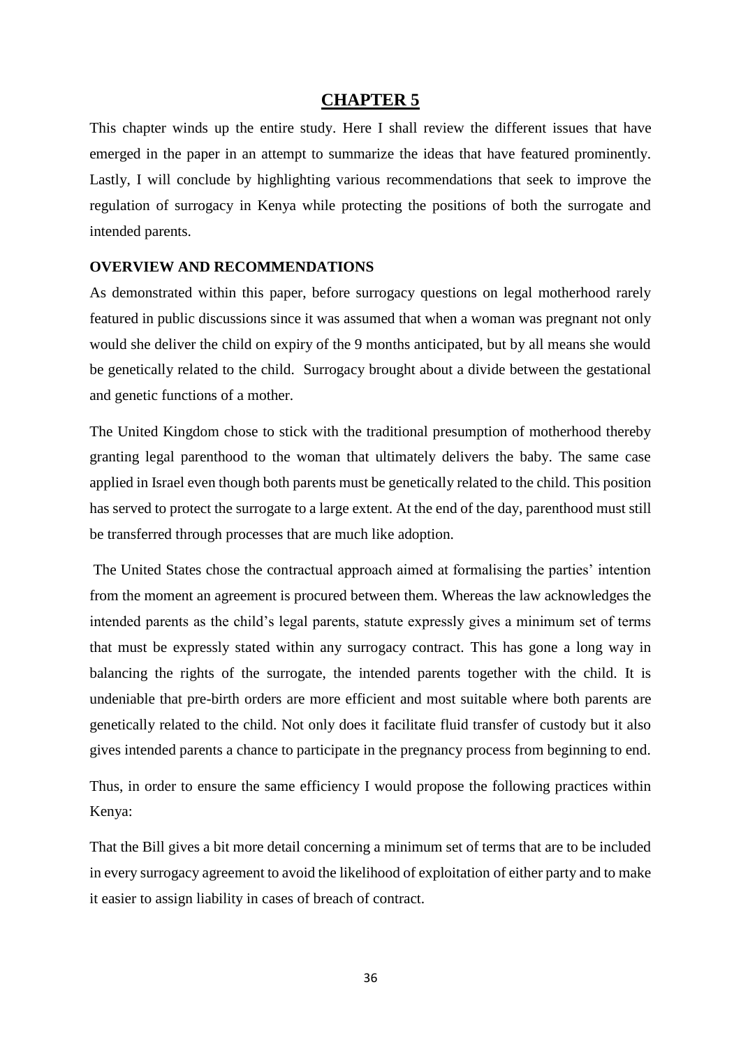# CHAPTER 5

This chapter winds up the entire study. Here I shall review the different issues that have emerged in the paper in an attempt to summarize the ideas that have featured prominently. Lastly, I will conclude by highlighting various recommendations that seek to improve the regulation of surrogacy in Kenya while protecting the positions of both the surrogate and intended parents.

**OVERVIEW AND RECOMMENDATIONS**

As demonstrated within this paper, before surrogacy questions on legal motherhood rarely featured in public discussions since it was assumed that when a woman was pregnant not only would she deliver the child on expiry of the 9 months anticipated, but by all means she would be genetically related to the child. Surrogacy brought about a divide between the gestational and genetic functions of a mother.

The United Kingdom chose to stick with the traditional presumption of motherhood thereby granting legal parenthood to the woman that ultimately delivers the baby. The same case applied in Israel even though both parents must be genetically related to the child. This position has served to protect the surrogate to a large extent. At the end of the day, parenthood must still be transferred through processes that are much like adoption.

The United States chose the contractual approach aimed at formalising the parties' intention from the moment an agreement is procured between them. Whereas the law acknowledges the intended parents as the child's legal parents, statute expressly gives a minimum set of terms that must be expressly stated within any surrogacy contract. This has gone a long way in balancing the rights of the surrogate, the intended parents together with the child. It is undeniable that pre-birth orders are more efficient and most suitable where both parents are genetically related to the child. Not only does it facilitate fluid transfer of custody but it also gives intended parents a chance to participate in the pregnancy process from beginning to end.

Thus, in order to ensure the same efficiency I would propose the following practices within Kenya:

That the Bill gives a bit more detail concerning a minimum set of terms that are to be included in every surrogacy agreement to avoid the likelihood of exploitation of either party and to make it easier to assign liability in cases of breach of contract.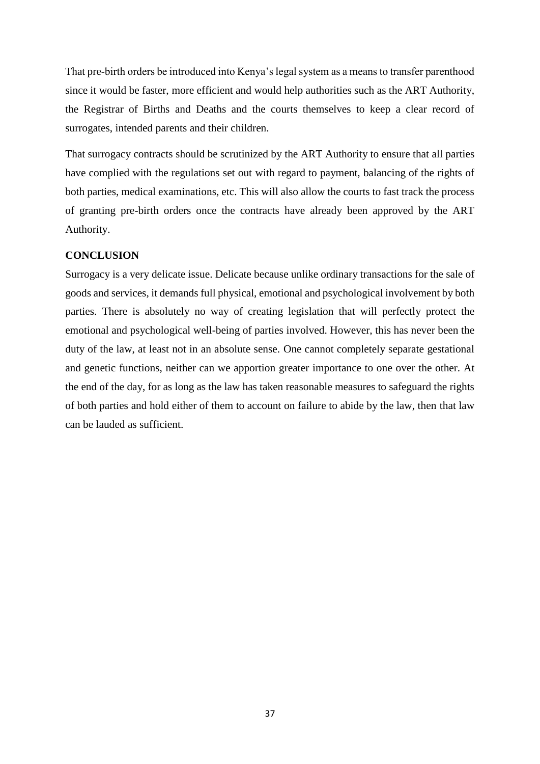That pre-birth orders be introduced into Kenya's legal system as a means to transfer parenthood since it would be faster, more efficient and would help authorities such as the ART Authority, the Registrar of Births and Deaths and the courts themselves to keep a clear record of surrogates, intended parents and their children.

That surrogacy contracts should be scrutinized by the ART Authority to ensure that all parties have complied with the regulations set out with regard to payment, balancing of the rights of both parties, medical examinations, etc. This will also allow the courts to fast track the process of granting pre-birth orders once the contracts have already been approved by the ART Authority.

## CONCLUSION

Surrogacy is a very delicate issue. Delicate because unlike ordinary transactions for the sale of goods and services, it demands full physical, emotional and psychological involvement by both parties. There is absolutely no way of creating legislation that will perfectly protect the emotional and psychological well-being of parties involved. However, this has never been the duty of the law, at least not in an absolute sense. One cannot completely separate gestational and genetic functions, neither can we apportion greater importance to one over the other. At the end of the day, for as long as the law has taken reasonable measures to safeguard the rights of both parties and hold either of them to account on failure to abide by the law, then that law can be lauded as sufficient.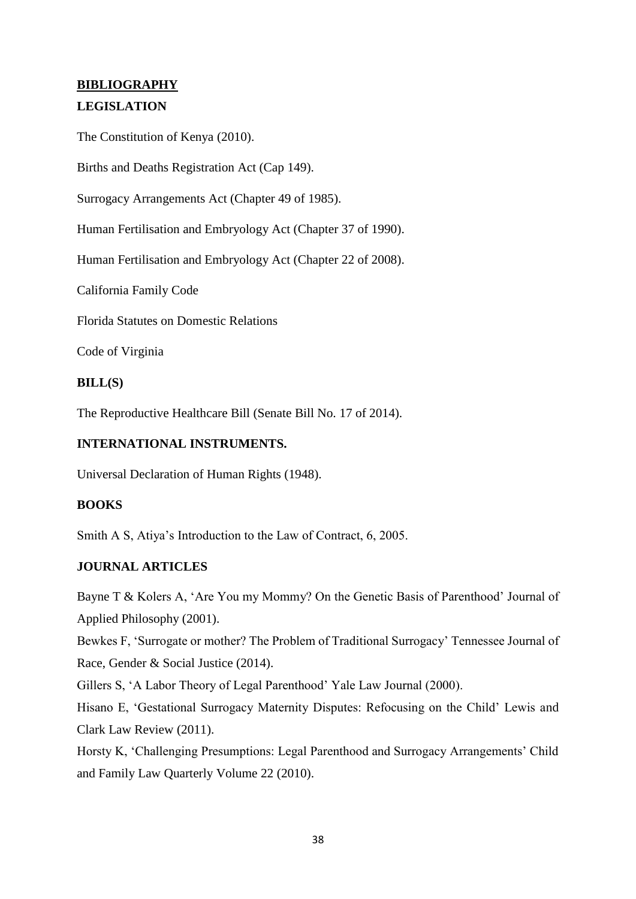# **BIBLIOGRAPHY**

## LEGISLATION

The Constitution of Kenya (2010).

Births and Deaths Registration Act (Cap 149).

Surrogacy Arrangements Act (Chapter 49 of 1985).

Human Fertilisation and Embryology Act (Chapter 37 of 1990).

Human Fertilisation and Embryology Act (Chapter 22 of 2008).

California Family Code

Florida Statutes on Domestic Relations

Code of Virginia

## BILL(S)

The Reproductive Healthcare Bill (Senate Bill No. 17 of 2014).

## INTERNATIONAL INSTRUMENTS.

Universal Declaration of Human Rights (1948).

## BOOKS

Smith A S, Atiya's Introduction to the Law of Contract, 6, 2005.

## JOURNAL ARTICLES

Bayne T & Kolers A, 'Are You my Mommy? On the Genetic Basis of Parenthood' Journal of Applied Philosophy (2001).

Bewkes F, 'Surrogate or mother? The Problem of Traditional Surrogacy' Tennessee Journal of Race, Gender & Social Justice (2014).

Gillers S, 'A Labor Theory of Legal Parenthood' Yale Law Journal (2000).

Hisano E, 'Gestational Surrogacy Maternity Disputes: Refocusing on the Child' Lewis and Clark Law Review (2011).

Horsty K, 'Challenging Presumptions: Legal Parenthood and Surrogacy Arrangements' Child and Family Law Quarterly Volume 22 (2010).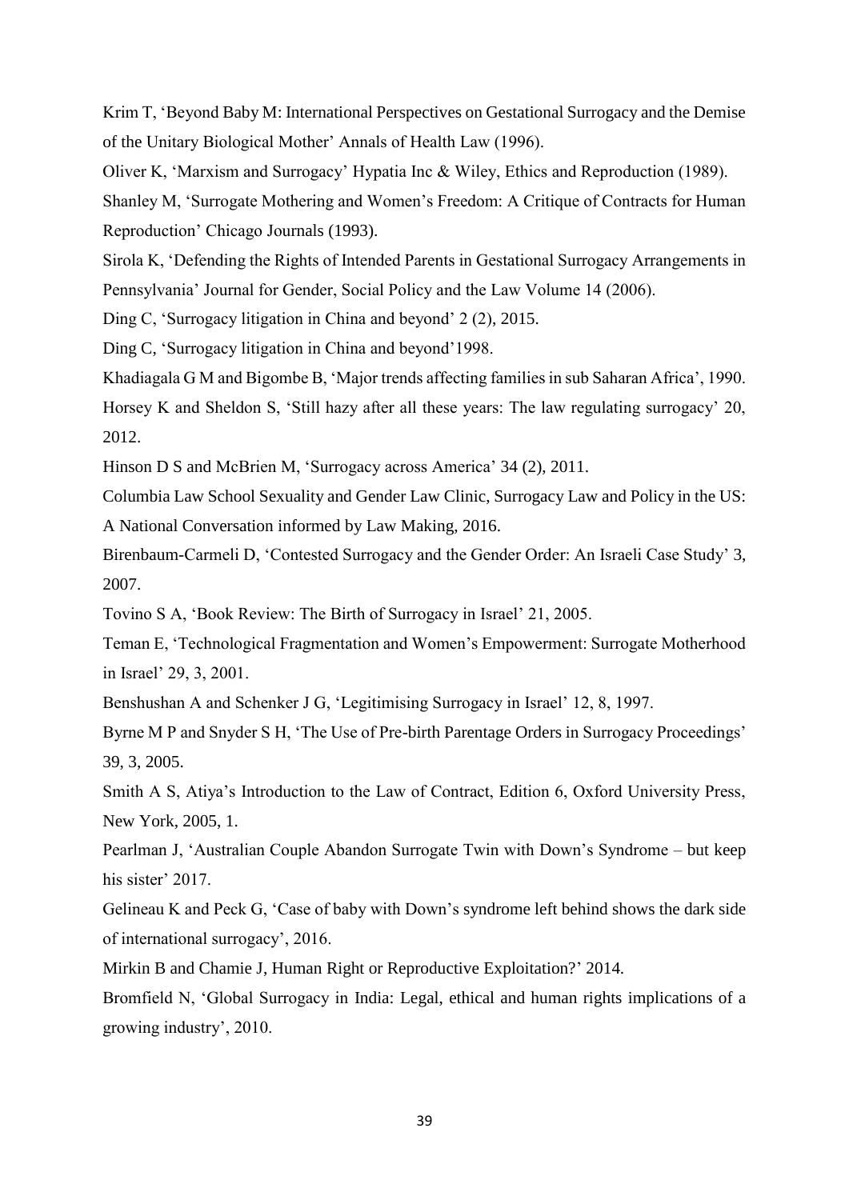Krim T, 'Beyond Baby M: International Perspectives on Gestational Surrogacy and the Demise of the Unitary Biological Mother' Annals of Health Law (1996).

Oliver K, 'Marxism and Surrogacy' Hypatia Inc & Wiley, Ethics and Reproduction (1989).

Shanley M, 'Surrogate Mothering and Women's Freedom: A Critique of Contracts for Human Reproduction' Chicago Journals (1993).

Sirola K, 'Defending the Rights of Intended Parents in Gestational Surrogacy Arrangements in Pennsylvania' Journal for Gender, Social Policy and the Law Volume 14 (2006).

Ding C, 'Surrogacy litigation in China and beyond' 2 (2), 2015.

Ding C, 'Surrogacy litigation in China and beyond'1998.

Khadiagala G M and Bigombe B, 'Major trends affecting families in sub Saharan Africa', 1990.

Horsey K and Sheldon S, 'Still hazy after all these years: The law regulating surrogacy' 20, 2012.

Hinson D S and McBrien M, 'Surrogacy across America' 34 (2), 2011.

Columbia Law School Sexuality and Gender Law Clinic, Surrogacy Law and Policy in the US: A National Conversation informed by Law Making, 2016.

Birenbaum-Carmeli D, 'Contested Surrogacy and the Gender Order: An Israeli Case Study' 3, 2007.

Tovino S A, 'Book Review: The Birth of Surrogacy in Israel' 21, 2005.

Teman E, 'Technological Fragmentation and Women's Empowerment: Surrogate Motherhood in Israel' 29, 3, 2001.

Benshushan A and Schenker J G, 'Legitimising Surrogacy in Israel' 12, 8, 1997.

Byrne M P and Snyder S H, 'The Use of Pre-birth Parentage Orders in Surrogacy Proceedings' 39, 3, 2005.

Smith A S, Atiya's Introduction to the Law of Contract, Edition 6, Oxford University Press, New York, 2005, 1.

Pearlman J, 'Australian Couple Abandon Surrogate Twin with Down's Syndrome – but keep his sister' 2017.

Gelineau K and Peck G, 'Case of baby with Down's syndrome left behind shows the dark side of international surrogacy', 2016.

Mirkin B and Chamie J, Human Right or Reproductive Exploitation?' 2014.

Bromfield N, 'Global Surrogacy in India: Legal, ethical and human rights implications of a growing industry', 2010.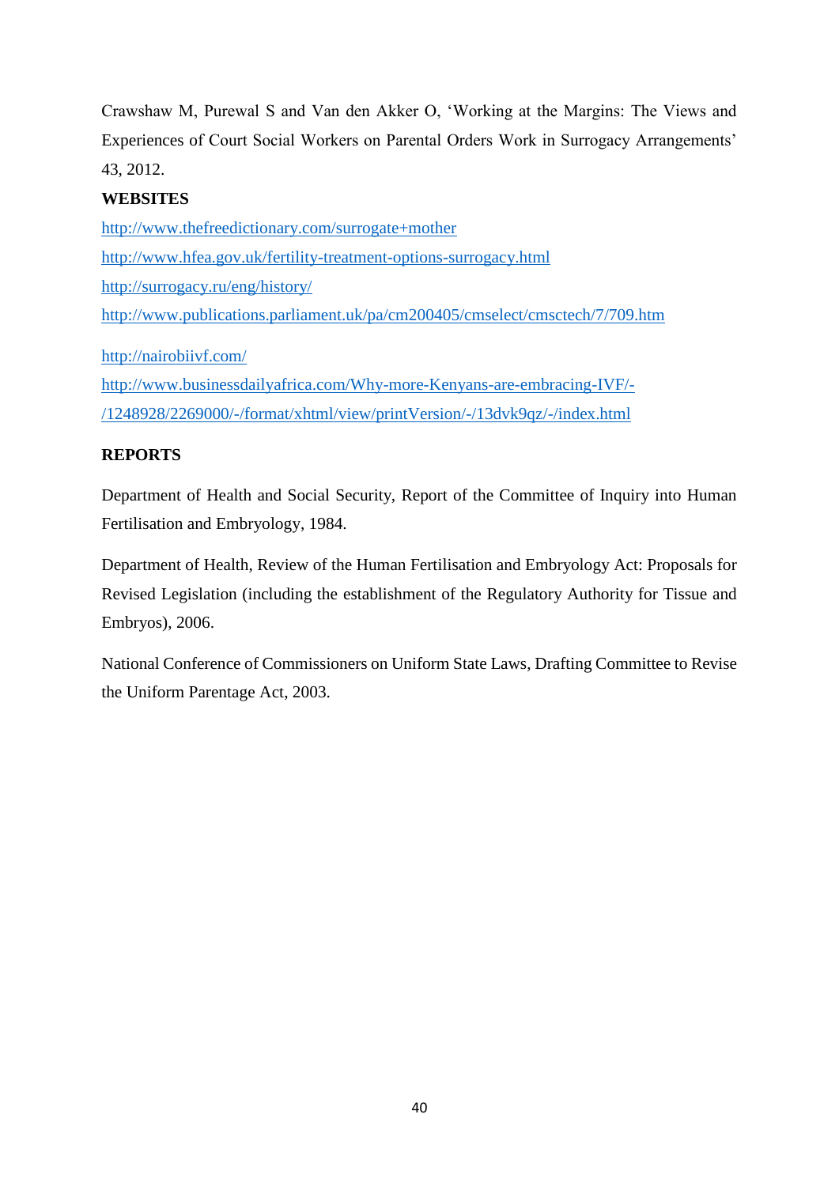Crawshaw M, Purewal S and Van den Akker O, 'Working at the Margins: The Views and Experiences of Court Social Workers on Parental Orders Work in Surrogacy Arrangements' 43, 2012.

**WEBSITES**

http://www.thefreedictionary.com/surrogate+mother

http://www.hfea.gov.uk/fertility-treatment-options-surrogacy.html

http://surrogacy.ru/eng/history/

http://www.publications.parliament.uk/pa/cm200405/cmselect/cmsctech/7/709.htm

http://nairobiivf.com/

http://www.businessdailyafrica.com/Why-more-Kenyans-are-embracing-IVF/-/1248928/2269000/-/format/xhtml/view/printVersion/-/13dvk9qz/-/index.html

**REPORTS**

Department of Health and Social Security, Report of the Committee of Inquiry into Human Fertilisation and Embryology, 1984.

Department of Health, Review of the Human Fertilisation and Embryology Act: Proposals for Revised Legislation (including the establishment of the Regulatory Authority for Tissue and Embryos), 2006.

National Conference of Commissioners on Uniform State Laws, Drafting Committee to Revise the Uniform Parentage Act, 2003.